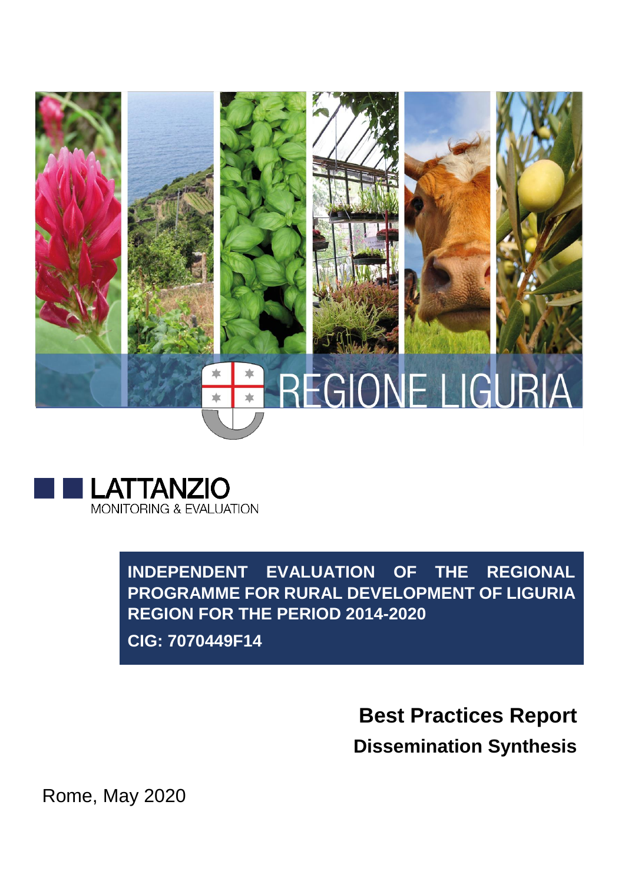REGIONE LIGURIA

LATTANZIO
MONITORING & EVALUATION

**INDEPENDENT EVALUATION OF THE REGIONAL PROGRAMME FOR RURAL DEVELOPMENT OF LIGURIA REGION FOR THE PERIOD 2014-2020**

**CIG: 7070449F14**

# Best Practices Report

## Dissemination Synthesis

Rome, May 2020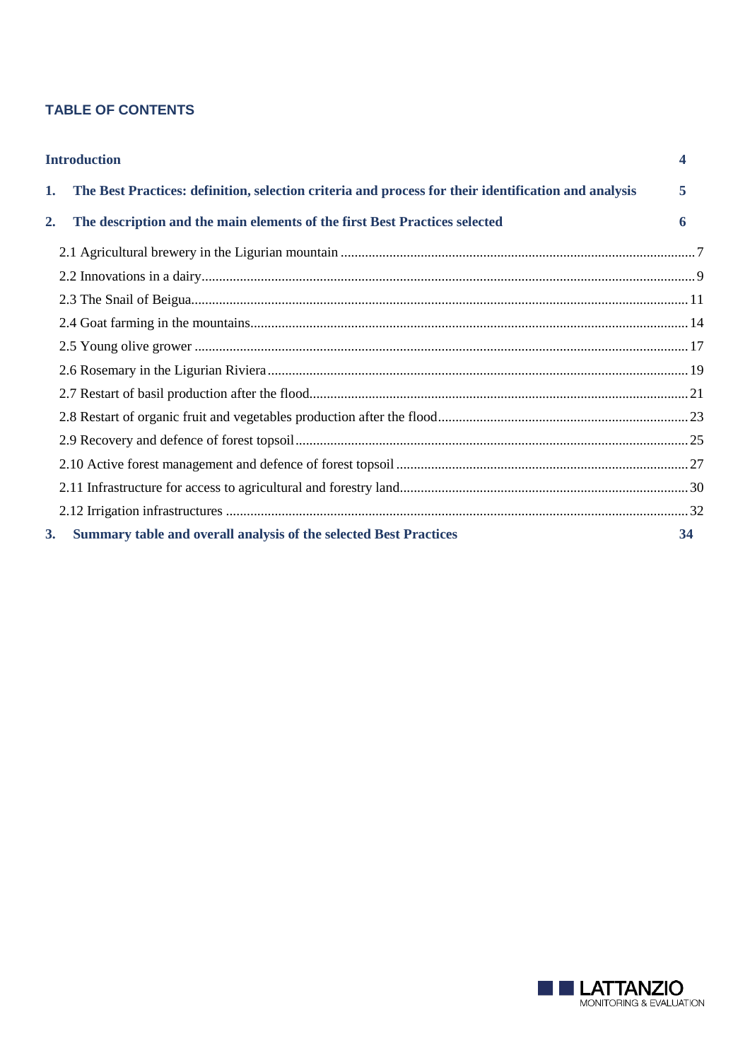## TABLE OF CONTENTS

**Introduction** 4

**1. The Best Practices: definition, selection criteria and process for their identification and analysis** 5

**2. The description and the main elements of the first Best Practices selected** 6

- 2.1 Agricultural brewery in the Ligurian mountain ... 7
- 2.2 Innovations in a dairy ... 9
- 2.3 The Snail of Beigua ... 11
- 2.4 Goat farming in the mountains ... 14
- 2.5 Young olive grower ... 17
- 2.6 Rosemary in the Ligurian Riviera ... 19
- 2.7 Restart of basil production after the flood ... 21
- 2.8 Restart of organic fruit and vegetables production after the flood ... 23
- 2.9 Recovery and defence of forest topsoil ... 25
- 2.10 Active forest management and defence of forest topsoil ... 27
- 2.11 Infrastructure for access to agricultural and forestry land ... 30
- 2.12 Irrigation infrastructures ... 32

**3. Summary table and overall analysis of the selected Best Practices** 34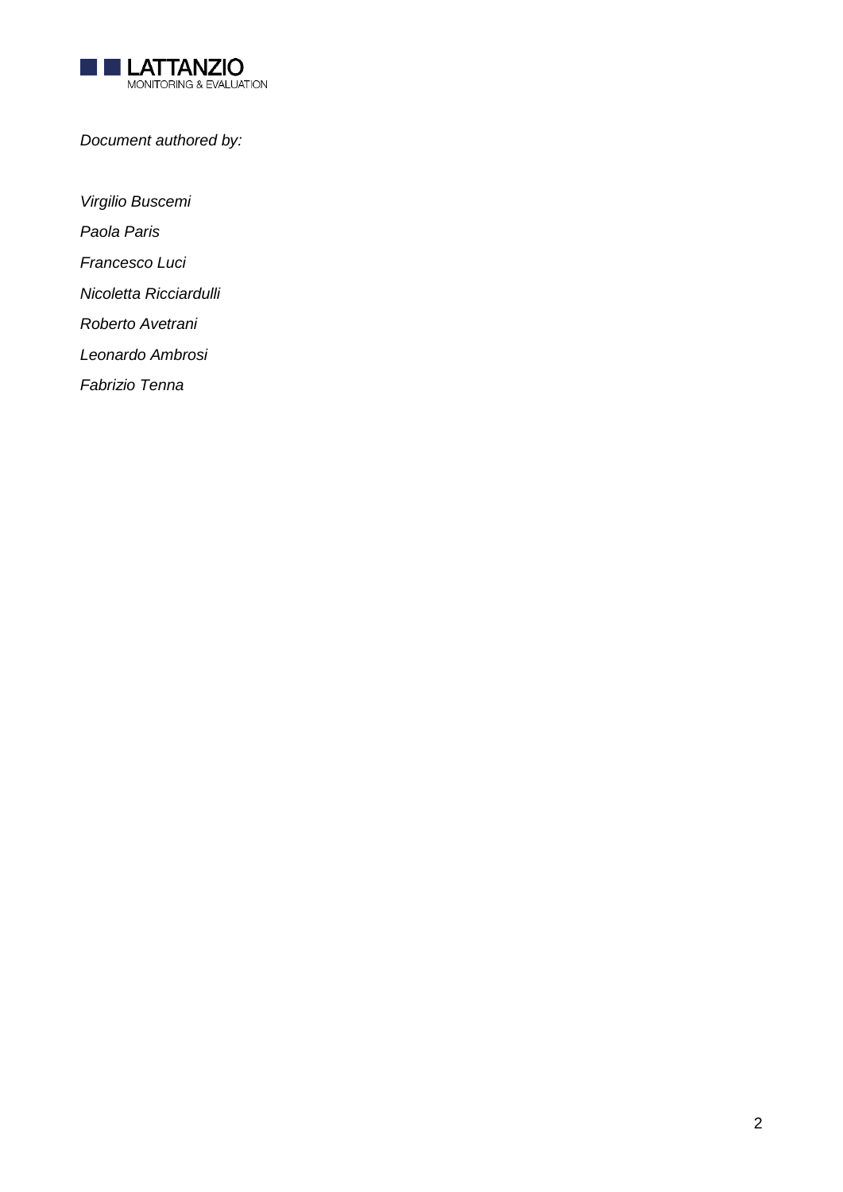*Document authored by:*

*Virgilio Buscemi*

*Paola Paris*

*Francesco Luci*

*Nicoletta Ricciardulli*

*Roberto Avetrani*

*Leonardo Ambrosi*

*Fabrizio Tenna*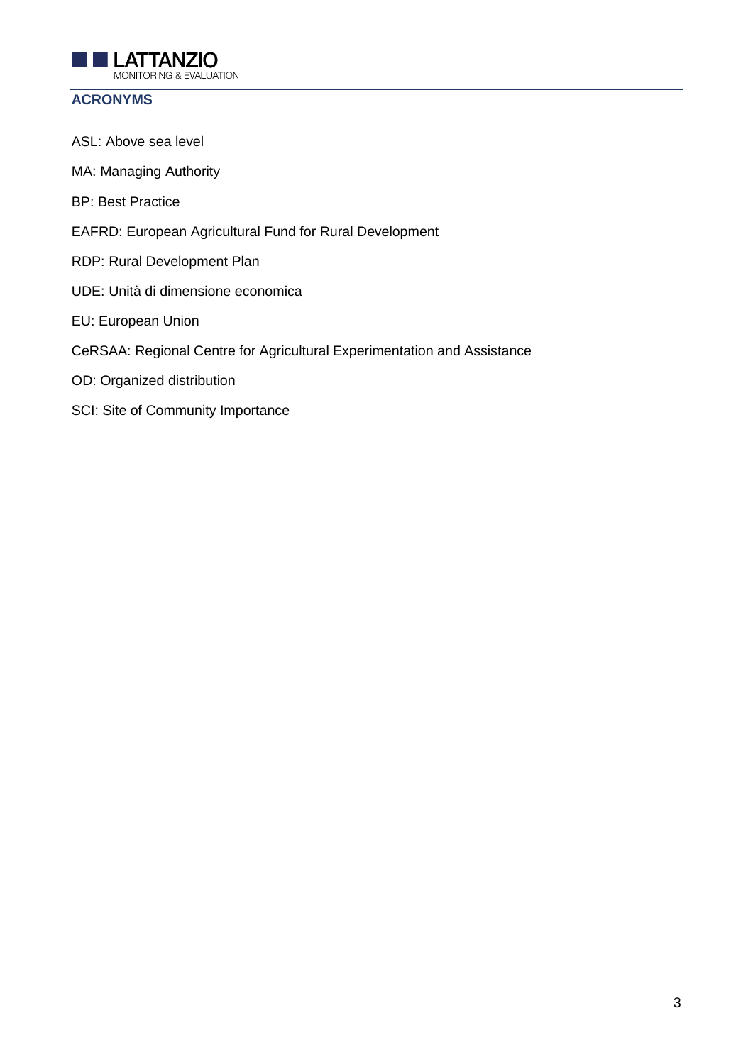## ACRONYMS

ASL: Above sea level

MA: Managing Authority

BP: Best Practice

EAFRD: European Agricultural Fund for Rural Development

RDP: Rural Development Plan

UDE: Unità di dimensione economica

EU: European Union

CeRSAA: Regional Centre for Agricultural Experimentation and Assistance

OD: Organized distribution

SCI: Site of Community Importance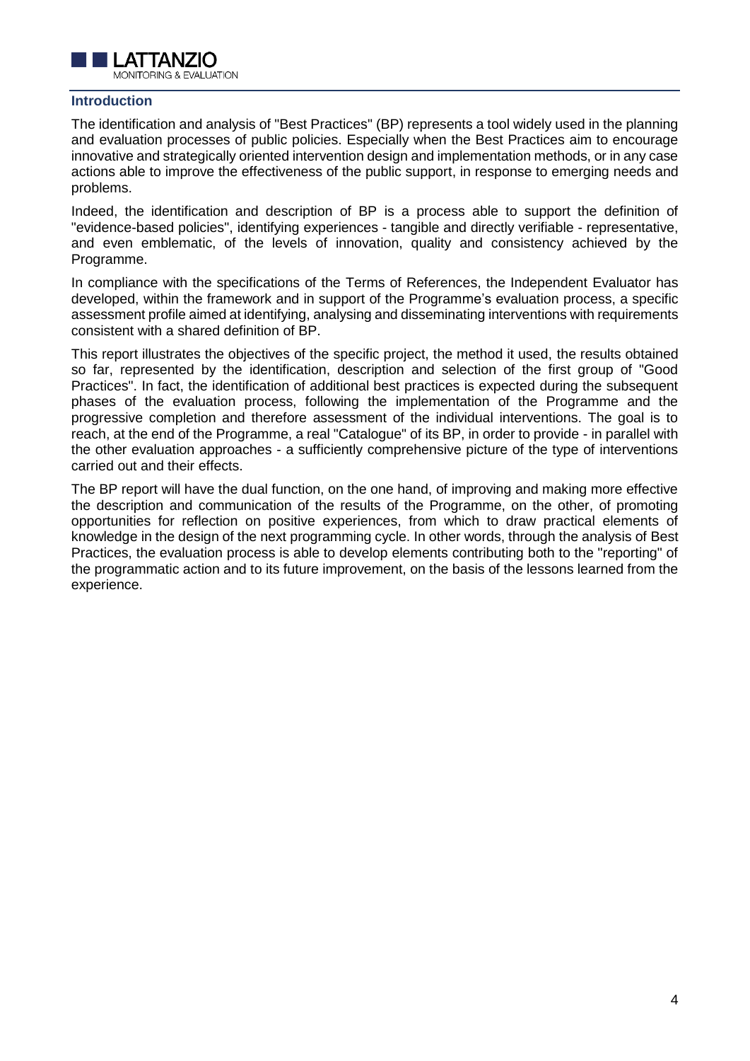## Introduction

The identification and analysis of "Best Practices" (BP) represents a tool widely used in the planning and evaluation processes of public policies. Especially when the Best Practices aim to encourage innovative and strategically oriented intervention design and implementation methods, or in any case actions able to improve the effectiveness of the public support, in response to emerging needs and problems.

Indeed, the identification and description of BP is a process able to support the definition of "evidence-based policies", identifying experiences - tangible and directly verifiable - representative, and even emblematic, of the levels of innovation, quality and consistency achieved by the Programme.

In compliance with the specifications of the Terms of References, the Independent Evaluator has developed, within the framework and in support of the Programme's evaluation process, a specific assessment profile aimed at identifying, analysing and disseminating interventions with requirements consistent with a shared definition of BP.

This report illustrates the objectives of the specific project, the method it used, the results obtained so far, represented by the identification, description and selection of the first group of "Good Practices". In fact, the identification of additional best practices is expected during the subsequent phases of the evaluation process, following the implementation of the Programme and the progressive completion and therefore assessment of the individual interventions. The goal is to reach, at the end of the Programme, a real "Catalogue" of its BP, in order to provide - in parallel with the other evaluation approaches - a sufficiently comprehensive picture of the type of interventions carried out and their effects.

The BP report will have the dual function, on the one hand, of improving and making more effective the description and communication of the results of the Programme, on the other, of promoting opportunities for reflection on positive experiences, from which to draw practical elements of knowledge in the design of the next programming cycle. In other words, through the analysis of Best Practices, the evaluation process is able to develop elements contributing both to the "reporting" of the programmatic action and to its future improvement, on the basis of the lessons learned from the experience.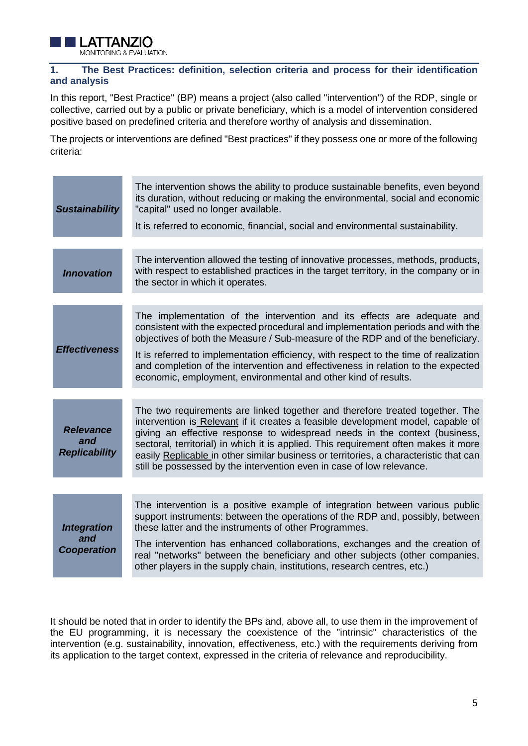## 1. The Best Practices: definition, selection criteria and process for their identification and analysis

In this report, "Best Practice" (BP) means a project (also called "intervention") of the RDP, single or collective, carried out by a public or private beneficiary, which is a model of intervention considered positive based on predefined criteria and therefore worthy of analysis and dissemination.

The projects or interventions are defined "Best practices" if they possess one or more of the following criteria:

| Criterion | Description |
|---|---|
| ***Sustainability*** | The intervention shows the ability to produce sustainable benefits, even beyond its duration, without reducing or making the environmental, social and economic "capital" used no longer available.<br><br>It is referred to economic, financial, social and environmental sustainability. |
| ***Innovation*** | The intervention allowed the testing of innovative processes, methods, products, with respect to established practices in the target territory, in the company or in the sector in which it operates. |
| ***Effectiveness*** | The implementation of the intervention and its effects are adequate and consistent with the expected procedural and implementation periods and with the objectives of both the Measure / Sub-measure of the RDP and of the beneficiary.<br><br>It is referred to implementation efficiency, with respect to the time of realization and completion of the intervention and effectiveness in relation to the expected economic, employment, environmental and other kind of results. |
| ***Relevance and Replicability*** | The two requirements are linked together and therefore treated together. The intervention is Relevant if it creates a feasible development model, capable of giving an effective response to widespread needs in the context (business, sectoral, territorial) in which it is applied. This requirement often makes it more easily Replicable in other similar business or territories, a characteristic that can still be possessed by the intervention even in case of low relevance. |
| ***Integration and Cooperation*** | The intervention is a positive example of integration between various public support instruments: between the operations of the RDP and, possibly, between these latter and the instruments of other Programmes.<br><br>The intervention has enhanced collaborations, exchanges and the creation of real "networks" between the beneficiary and other subjects (other companies, other players in the supply chain, institutions, research centres, etc.) |

It should be noted that in order to identify the BPs and, above all, to use them in the improvement of the EU programming, it is necessary the coexistence of the "intrinsic" characteristics of the intervention (e.g. sustainability, innovation, effectiveness, etc.) with the requirements deriving from its application to the target context, expressed in the criteria of relevance and reproducibility.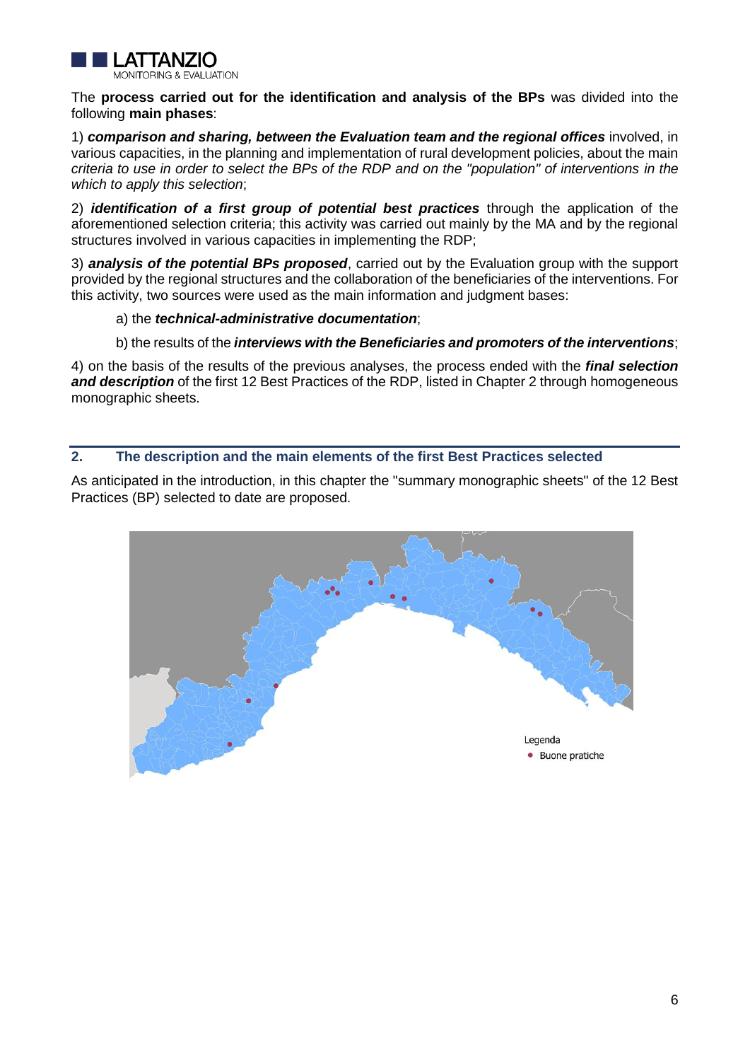The **process carried out for the identification and analysis of the BPs** was divided into the following **main phases**:

1) ***comparison and sharing, between the Evaluation team and the regional offices*** involved, in various capacities, in the planning and implementation of rural development policies, about the main *criteria to use in order to select the BPs of the RDP and on the "population" of interventions in the which to apply this selection*;

2) ***identification of a first group of potential best practices*** through the application of the aforementioned selection criteria; this activity was carried out mainly by the MA and by the regional structures involved in various capacities in implementing the RDP;

3) ***analysis of the potential BPs proposed***, carried out by the Evaluation group with the support provided by the regional structures and the collaboration of the beneficiaries of the interventions. For this activity, two sources were used as the main information and judgment bases:

a) the ***technical-administrative documentation***;

b) the results of the ***interviews with the Beneficiaries and promoters of the interventions***;

4) on the basis of the results of the previous analyses, the process ended with the ***final selection and description*** of the first 12 Best Practices of the RDP, listed in Chapter 2 through homogeneous monographic sheets.

## 2. The description and the main elements of the first Best Practices selected

As anticipated in the introduction, in this chapter the "summary monographic sheets" of the 12 Best Practices (BP) selected to date are proposed.

Legenda
• Buone pratiche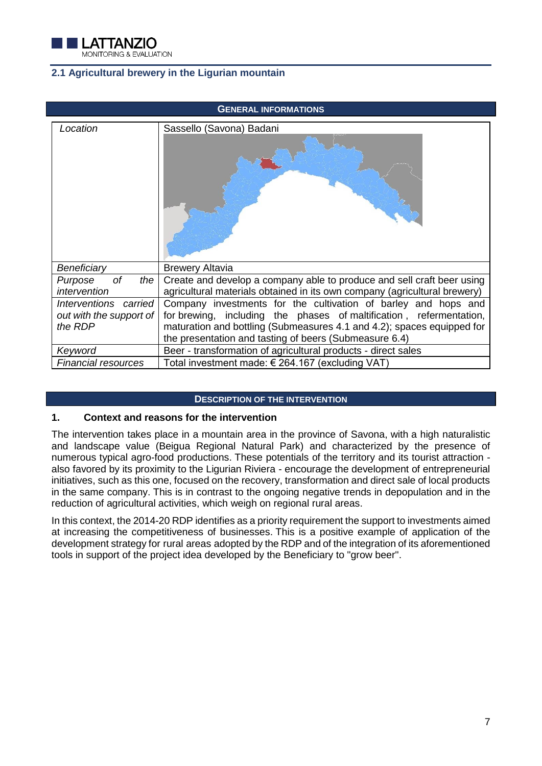## 2.1 Agricultural brewery in the Ligurian mountain

| GENERAL INFORMATIONS | |
|---|---|
| *Location* | Sassello (Savona) Badani |
| *Beneficiary* | Brewery Altavia |
| *Purpose of the intervention* | Create and develop a company able to produce and sell craft beer using agricultural materials obtained in its own company (agricultural brewery) |
| *Interventions carried out with the support of the RDP* | Company investments for the cultivation of barley and hops and for brewing, including the phases of maltification, refermentation, maturation and bottling (Submeasures 4.1 and 4.2); spaces equipped for the presentation and tasting of beers (Submeasure 6.4) |
| *Keyword* | Beer - transformation of agricultural products - direct sales |
| *Financial resources* | Total investment made: € 264.167 (excluding VAT) |

**DESCRIPTION OF THE INTERVENTION**

### 1. Context and reasons for the intervention

The intervention takes place in a mountain area in the province of Savona, with a high naturalistic and landscape value (Beigua Regional Natural Park) and characterized by the presence of numerous typical agro-food productions. These potentials of the territory and its tourist attraction - also favored by its proximity to the Ligurian Riviera - encourage the development of entrepreneurial initiatives, such as this one, focused on the recovery, transformation and direct sale of local products in the same company. This is in contrast to the ongoing negative trends in depopulation and in the reduction of agricultural activities, which weigh on regional rural areas.

In this context, the 2014-20 RDP identifies as a priority requirement the support to investments aimed at increasing the competitiveness of businesses. This is a positive example of application of the development strategy for rural areas adopted by the RDP and of the integration of its aforementioned tools in support of the project idea developed by the Beneficiary to "grow beer".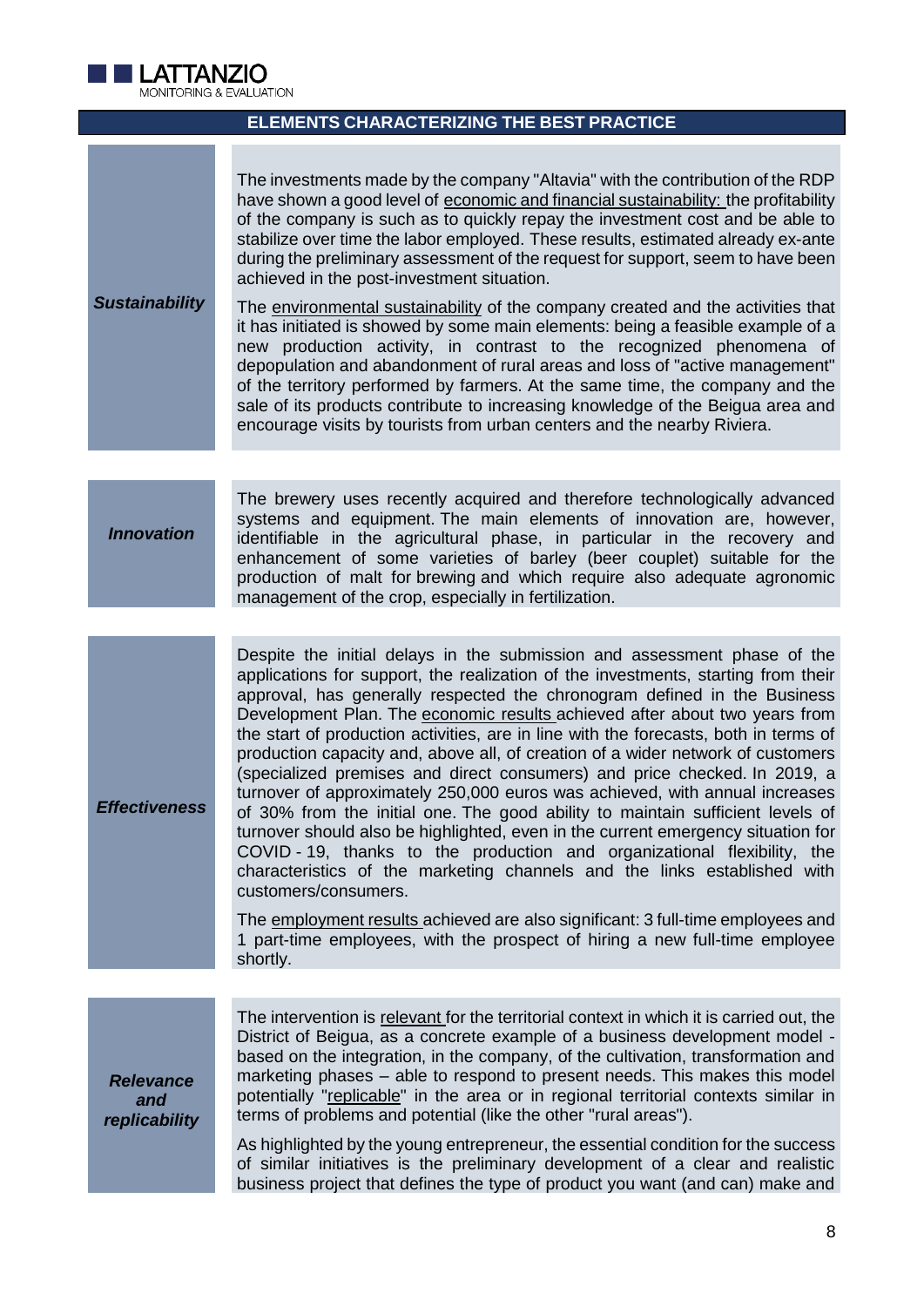## ELEMENTS CHARACTERIZING THE BEST PRACTICE

| | |
|---|---|
| ***Sustainability*** | The investments made by the company "Altavia" with the contribution of the RDP have shown a good level of economic and financial sustainability: the profitability of the company is such as to quickly repay the investment cost and be able to stabilize over time the labor employed. These results, estimated already ex-ante during the preliminary assessment of the request for support, seem to have been achieved in the post-investment situation.<br><br>The environmental sustainability of the company created and the activities that it has initiated is showed by some main elements: being a feasible example of a new production activity, in contrast to the recognized phenomena of depopulation and abandonment of rural areas and loss of "active management" of the territory performed by farmers. At the same time, the company and the sale of its products contribute to increasing knowledge of the Beigua area and encourage visits by tourists from urban centers and the nearby Riviera. |
| ***Innovation*** | The brewery uses recently acquired and therefore technologically advanced systems and equipment. The main elements of innovation are, however, identifiable in the agricultural phase, in particular in the recovery and enhancement of some varieties of barley (beer couplet) suitable for the production of malt for brewing and which require also adequate agronomic management of the crop, especially in fertilization. |
| ***Effectiveness*** | Despite the initial delays in the submission and assessment phase of the applications for support, the realization of the investments, starting from their approval, has generally respected the chronogram defined in the Business Development Plan. The economic results achieved after about two years from the start of production activities, are in line with the forecasts, both in terms of production capacity and, above all, of creation of a wider network of customers (specialized premises and direct consumers) and price checked. In 2019, a turnover of approximately 250,000 euros was achieved, with annual increases of 30% from the initial one. The good ability to maintain sufficient levels of turnover should also be highlighted, even in the current emergency situation for COVID - 19, thanks to the production and organizational flexibility, the characteristics of the marketing channels and the links established with customers/consumers.<br><br>The employment results achieved are also significant: 3 full-time employees and 1 part-time employees, with the prospect of hiring a new full-time employee shortly. |
| ***Relevance and replicability*** | The intervention is relevant for the territorial context in which it is carried out, the District of Beigua, as a concrete example of a business development model - based on the integration, in the company, of the cultivation, transformation and marketing phases – able to respond to present needs. This makes this model potentially "replicable" in the area or in regional territorial contexts similar in terms of problems and potential (like the other "rural areas").<br><br>As highlighted by the young entrepreneur, the essential condition for the success of similar initiatives is the preliminary development of a clear and realistic business project that defines the type of product you want (and can) make and |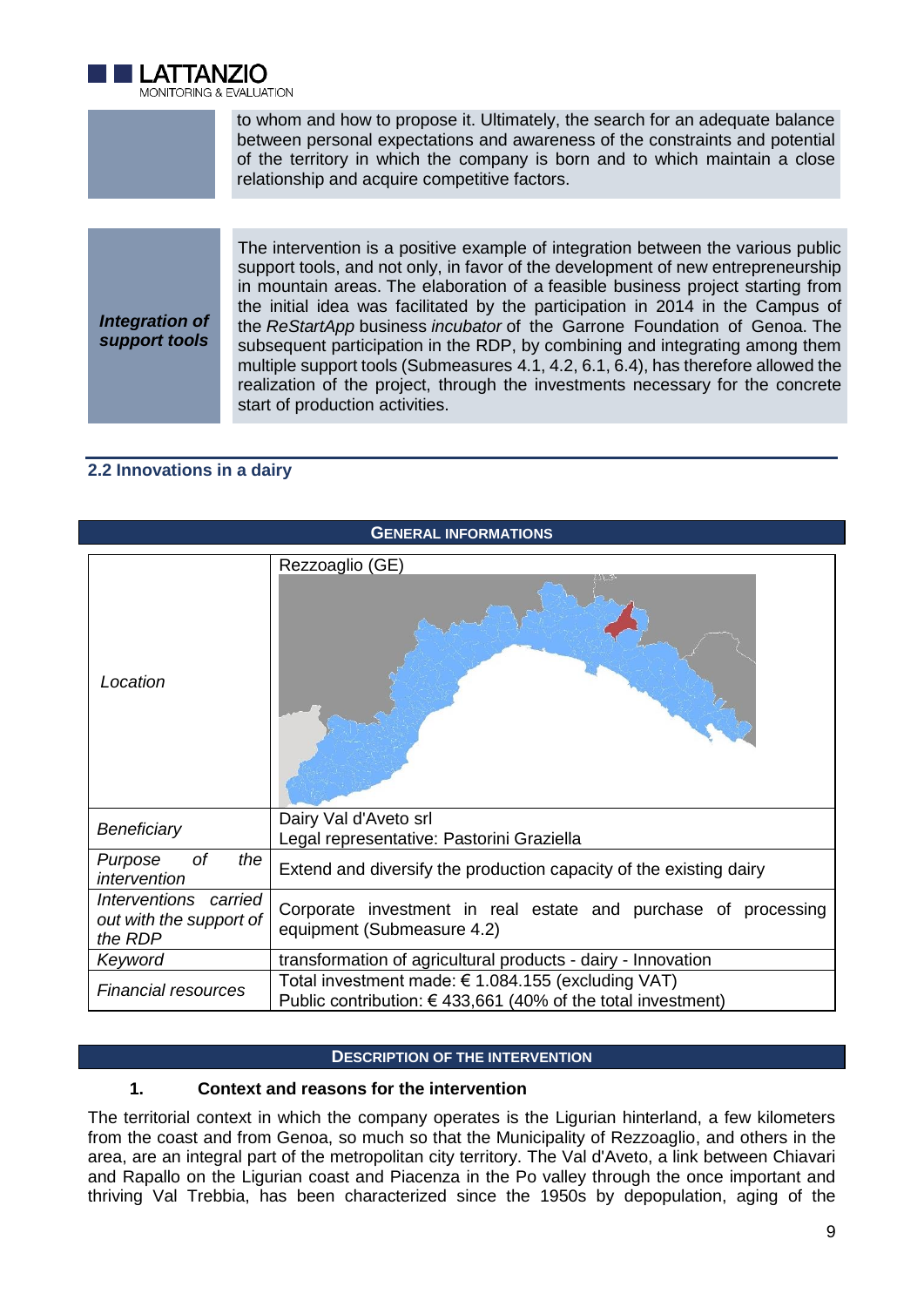| | |
|---|---|
| | to whom and how to propose it. Ultimately, the search for an adequate balance between personal expectations and awareness of the constraints and potential of the territory in which the company is born and to which maintain a close relationship and acquire competitive factors. |

| | |
|---|---|
| ***Integration of support tools*** | The intervention is a positive example of integration between the various public support tools, and not only, in favor of the development of new entrepreneurship in mountain areas. The elaboration of a feasible business project starting from the initial idea was facilitated by the participation in 2014 in the Campus of the *ReStartApp* business *incubator* of the Garrone Foundation of Genoa. The subsequent participation in the RDP, by combining and integrating among them multiple support tools (Submeasures 4.1, 4.2, 6.1, 6.4), has therefore allowed the realization of the project, through the investments necessary for the concrete start of production activities. |

### 2.2 Innovations in a dairy

| **GENERAL INFORMATIONS** | |
|---|---|
| *Location* | Rezzoaglio (GE) |
| *Beneficiary* | Dairy Val d'Aveto srl<br>Legal representative: Pastorini Graziella |
| *Purpose of the intervention* | Extend and diversify the production capacity of the existing dairy |
| *Interventions carried out with the support of the RDP* | Corporate investment in real estate and purchase of processing equipment (Submeasure 4.2) |
| *Keyword* | transformation of agricultural products - dairy - Innovation |
| *Financial resources* | Total investment made: € 1.084.155 (excluding VAT)<br>Public contribution: € 433,661 (40% of the total investment) |

**DESCRIPTION OF THE INTERVENTION**

**1. Context and reasons for the intervention**

The territorial context in which the company operates is the Ligurian hinterland, a few kilometers from the coast and from Genoa, so much so that the Municipality of Rezzoaglio, and others in the area, are an integral part of the metropolitan city territory. The Val d'Aveto, a link between Chiavari and Rapallo on the Ligurian coast and Piacenza in the Po valley through the once important and thriving Val Trebbia, has been characterized since the 1950s by depopulation, aging of the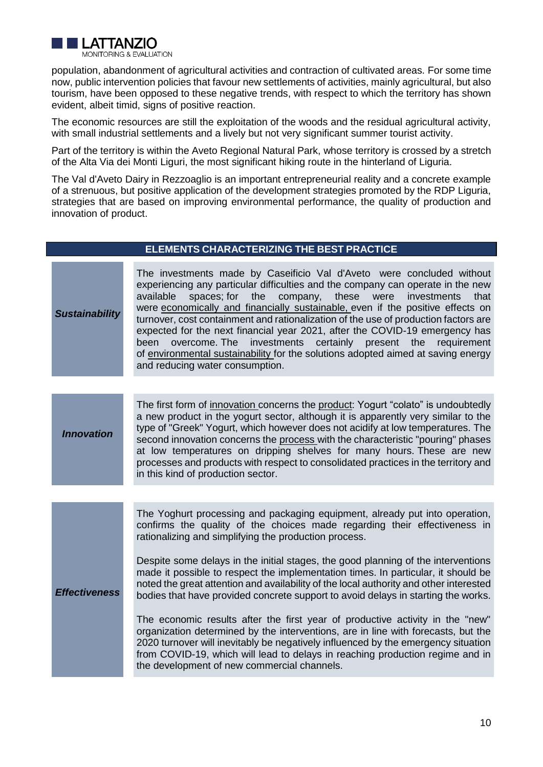population, abandonment of agricultural activities and contraction of cultivated areas. For some time now, public intervention policies that favour new settlements of activities, mainly agricultural, but also tourism, have been opposed to these negative trends, with respect to which the territory has shown evident, albeit timid, signs of positive reaction.

The economic resources are still the exploitation of the woods and the residual agricultural activity, with small industrial settlements and a lively but not very significant summer tourist activity.

Part of the territory is within the Aveto Regional Natural Park, whose territory is crossed by a stretch of the Alta Via dei Monti Liguri, the most significant hiking route in the hinterland of Liguria.

The Val d'Aveto Dairy in Rezzoaglio is an important entrepreneurial reality and a concrete example of a strenuous, but positive application of the development strategies promoted by the RDP Liguria, strategies that are based on improving environmental performance, the quality of production and innovation of product.

| ELEMENTS CHARACTERIZING THE BEST PRACTICE | |
|---|---|
| ***Sustainability*** | The investments made by Caseificio Val d'Aveto were concluded without experiencing any particular difficulties and the company can operate in the new available spaces; for the company, these were investments that were economically and financially sustainable, even if the positive effects on turnover, cost containment and rationalization of the use of production factors are expected for the next financial year 2021, after the COVID-19 emergency has been overcome. The investments certainly present the requirement of environmental sustainability for the solutions adopted aimed at saving energy and reducing water consumption. |
| ***Innovation*** | The first form of innovation concerns the product: Yogurt "colato" is undoubtedly a new product in the yogurt sector, although it is apparently very similar to the type of "Greek" Yogurt, which however does not acidify at low temperatures. The second innovation concerns the process with the characteristic "pouring" phases at low temperatures on dripping shelves for many hours. These are new processes and products with respect to consolidated practices in the territory and in this kind of production sector. |
| ***Effectiveness*** | The Yoghurt processing and packaging equipment, already put into operation, confirms the quality of the choices made regarding their effectiveness in rationalizing and simplifying the production process.<br><br>Despite some delays in the initial stages, the good planning of the interventions made it possible to respect the implementation times. In particular, it should be noted the great attention and availability of the local authority and other interested bodies that have provided concrete support to avoid delays in starting the works.<br><br>The economic results after the first year of productive activity in the "new" organization determined by the interventions, are in line with forecasts, but the 2020 turnover will inevitably be negatively influenced by the emergency situation from COVID-19, which will lead to delays in reaching production regime and in the development of new commercial channels. |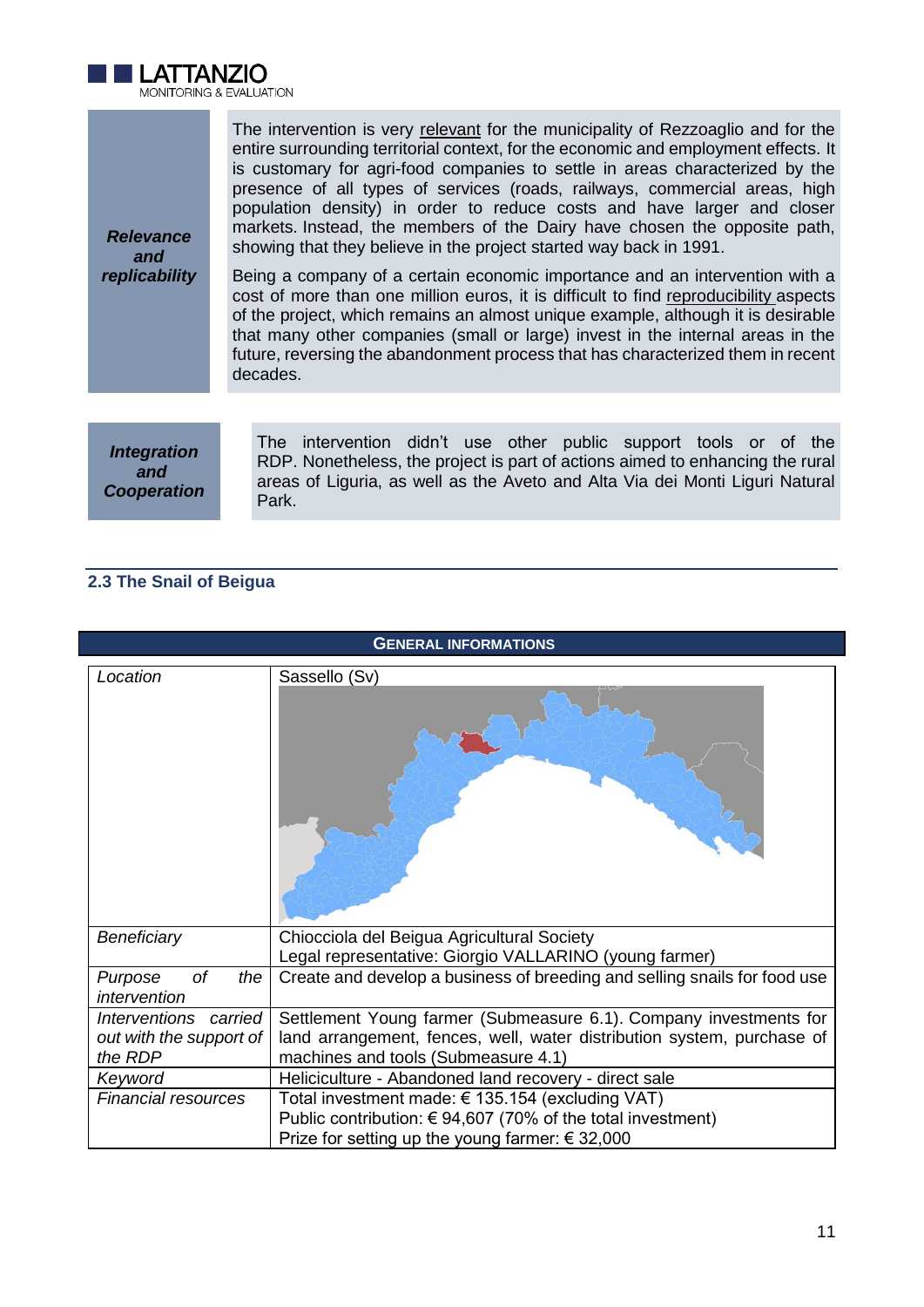| | |
|---|---|
| ***Relevance and replicability*** | The intervention is very relevant for the municipality of Rezzoaglio and for the entire surrounding territorial context, for the economic and employment effects. It is customary for agri-food companies to settle in areas characterized by the presence of all types of services (roads, railways, commercial areas, high population density) in order to reduce costs and have larger and closer markets. Instead, the members of the Dairy have chosen the opposite path, showing that they believe in the project started way back in 1991.<br><br>Being a company of a certain economic importance and an intervention with a cost of more than one million euros, it is difficult to find reproducibility aspects of the project, which remains an almost unique example, although it is desirable that many other companies (small or large) invest in the internal areas in the future, reversing the abandonment process that has characterized them in recent decades. |

| | |
|---|---|
| ***Integration and Cooperation*** | The intervention didn't use other public support tools or of the RDP. Nonetheless, the project is part of actions aimed to enhancing the rural areas of Liguria, as well as the Aveto and Alta Via dei Monti Liguri Natural Park. |

## 2.3 The Snail of Beigua

| **GENERAL INFORMATIONS** | |
|---|---|
| *Location* | Sassello (Sv) |
| *Beneficiary* | Chiocciola del Beigua Agricultural Society<br>Legal representative: Giorgio VALLARINO (young farmer) |
| *Purpose of the intervention* | Create and develop a business of breeding and selling snails for food use |
| *Interventions carried out with the support of the RDP* | Settlement Young farmer (Submeasure 6.1). Company investments for land arrangement, fences, well, water distribution system, purchase of machines and tools (Submeasure 4.1) |
| *Keyword* | Heliciculture - Abandoned land recovery - direct sale |
| *Financial resources* | Total investment made: € 135.154 (excluding VAT)<br>Public contribution: € 94,607 (70% of the total investment)<br>Prize for setting up the young farmer: € 32,000 |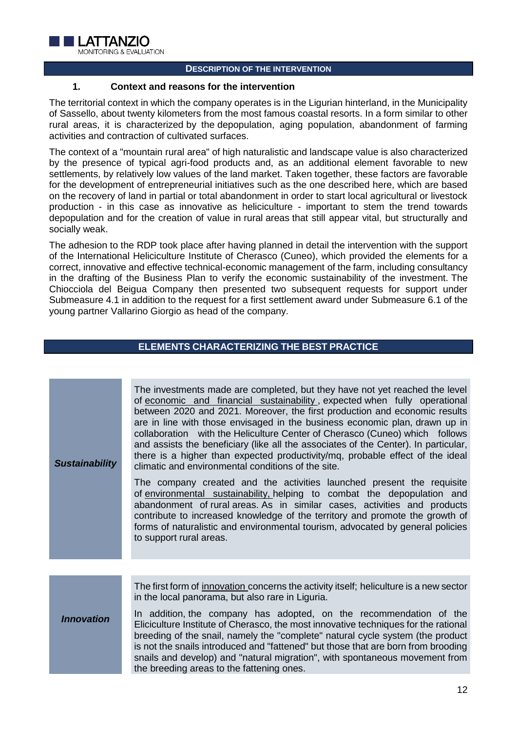## DESCRIPTION OF THE INTERVENTION

### 1. Context and reasons for the intervention

The territorial context in which the company operates is in the Ligurian hinterland, in the Municipality of Sassello, about twenty kilometers from the most famous coastal resorts. In a form similar to other rural areas, it is characterized by the depopulation, aging population, abandonment of farming activities and contraction of cultivated surfaces.

The context of a "mountain rural area" of high naturalistic and landscape value is also characterized by the presence of typical agri-food products and, as an additional element favorable to new settlements, by relatively low values of the land market. Taken together, these factors are favorable for the development of entrepreneurial initiatives such as the one described here, which are based on the recovery of land in partial or total abandonment in order to start local agricultural or livestock production - in this case as innovative as heliciculture - important to stem the trend towards depopulation and for the creation of value in rural areas that still appear vital, but structurally and socially weak.

The adhesion to the RDP took place after having planned in detail the intervention with the support of the International Heliciculture Institute of Cherasco (Cuneo), which provided the elements for a correct, innovative and effective technical-economic management of the farm, including consultancy in the drafting of the Business Plan to verify the economic sustainability of the investment. The Chiocciola del Beigua Company then presented two subsequent requests for support under Submeasure 4.1 in addition to the request for a first settlement award under Submeasure 6.1 of the young partner Vallarino Giorgio as head of the company.

## ELEMENTS CHARACTERIZING THE BEST PRACTICE

| | |
|---|---|
| ***Sustainability*** | The investments made are completed, but they have not yet reached the level of economic and financial sustainability , expected when fully operational between 2020 and 2021. Moreover, the first production and economic results are in line with those envisaged in the business economic plan, drawn up in collaboration with the Heliculture Center of Cherasco (Cuneo) which follows and assists the beneficiary (like all the associates of the Center). In particular, there is a higher than expected productivity/mq, probable effect of the ideal climatic and environmental conditions of the site.<br><br>The company created and the activities launched present the requisite of environmental sustainability, helping to combat the depopulation and abandonment of rural areas. As in similar cases, activities and products contribute to increased knowledge of the territory and promote the growth of forms of naturalistic and environmental tourism, advocated by general policies to support rural areas. |
| ***Innovation*** | The first form of innovation concerns the activity itself; heliculture is a new sector in the local panorama, but also rare in Liguria.<br><br>In addition, the company has adopted, on the recommendation of the Eliciculture Institute of Cherasco, the most innovative techniques for the rational breeding of the snail, namely the "complete" natural cycle system (the product is not the snails introduced and "fattened" but those that are born from brooding snails and develop) and "natural migration", with spontaneous movement from the breeding areas to the fattening ones. |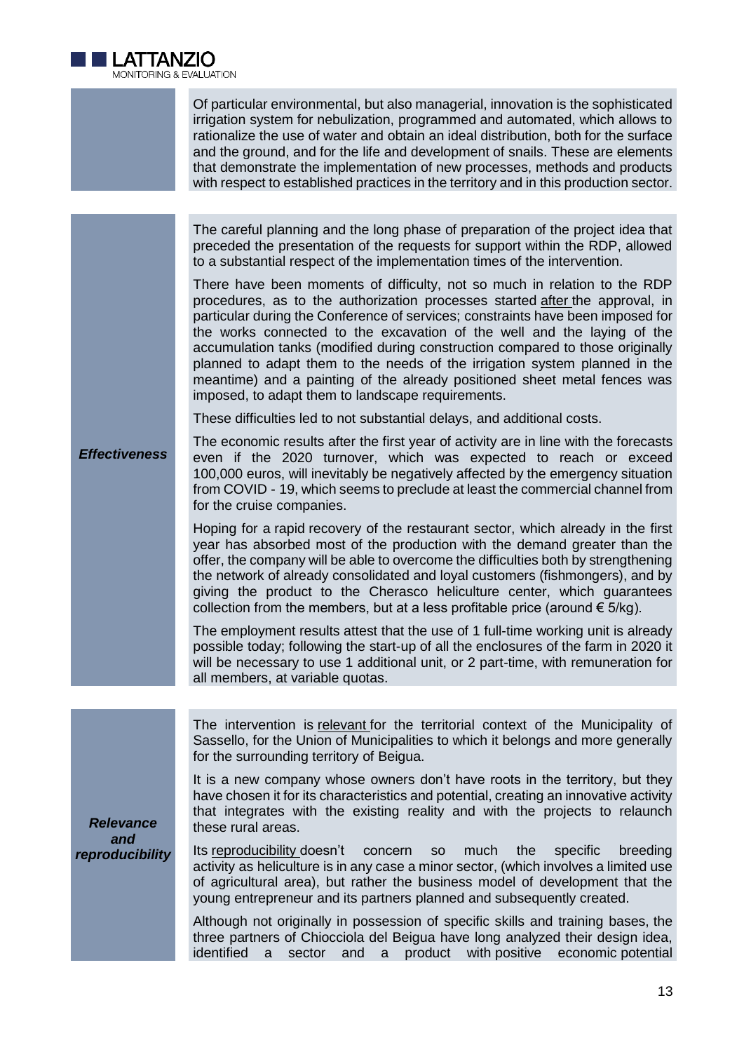| | |
|---|---|
| | Of particular environmental, but also managerial, innovation is the sophisticated irrigation system for nebulization, programmed and automated, which allows to rationalize the use of water and obtain an ideal distribution, both for the surface and the ground, and for the life and development of snails. These are elements that demonstrate the implementation of new processes, methods and products with respect to established practices in the territory and in this production sector. |
| ***Effectiveness*** | The careful planning and the long phase of preparation of the project idea that preceded the presentation of the requests for support within the RDP, allowed to a substantial respect of the implementation times of the intervention.<br><br>There have been moments of difficulty, not so much in relation to the RDP procedures, as to the authorization processes started <u>after</u> the approval, in particular during the Conference of services; constraints have been imposed for the works connected to the excavation of the well and the laying of the accumulation tanks (modified during construction compared to those originally planned to adapt them to the needs of the irrigation system planned in the meantime) and a painting of the already positioned sheet metal fences was imposed, to adapt them to landscape requirements.<br><br>These difficulties led to not substantial delays, and additional costs.<br><br>The economic results after the first year of activity are in line with the forecasts even if the 2020 turnover, which was expected to reach or exceed 100,000 euros, will inevitably be negatively affected by the emergency situation from COVID - 19, which seems to preclude at least the commercial channel from for the cruise companies.<br><br>Hoping for a rapid recovery of the restaurant sector, which already in the first year has absorbed most of the production with the demand greater than the offer, the company will be able to overcome the difficulties both by strengthening the network of already consolidated and loyal customers (fishmongers), and by giving the product to the Cherasco heliculture center, which guarantees collection from the members, but at a less profitable price (around € 5/kg).<br><br>The employment results attest that the use of 1 full-time working unit is already possible today; following the start-up of all the enclosures of the farm in 2020 it will be necessary to use 1 additional unit, or 2 part-time, with remuneration for all members, at variable quotas. |
| ***Relevance and reproducibility*** | The intervention is <u>relevant</u> for the territorial context of the Municipality of Sassello, for the Union of Municipalities to which it belongs and more generally for the surrounding territory of Beigua.<br><br>It is a new company whose owners don't have roots in the territory, but they have chosen it for its characteristics and potential, creating an innovative activity that integrates with the existing reality and with the projects to relaunch these rural areas.<br><br>Its <u>reproducibility</u> doesn't concern so much the specific breeding activity as heliculture is in any case a minor sector, (which involves a limited use of agricultural area), but rather the business model of development that the young entrepreneur and its partners planned and subsequently created.<br><br>Although not originally in possession of specific skills and training bases, the three partners of Chiocciola del Beigua have long analyzed their design idea, identified a sector and a product with positive economic potential |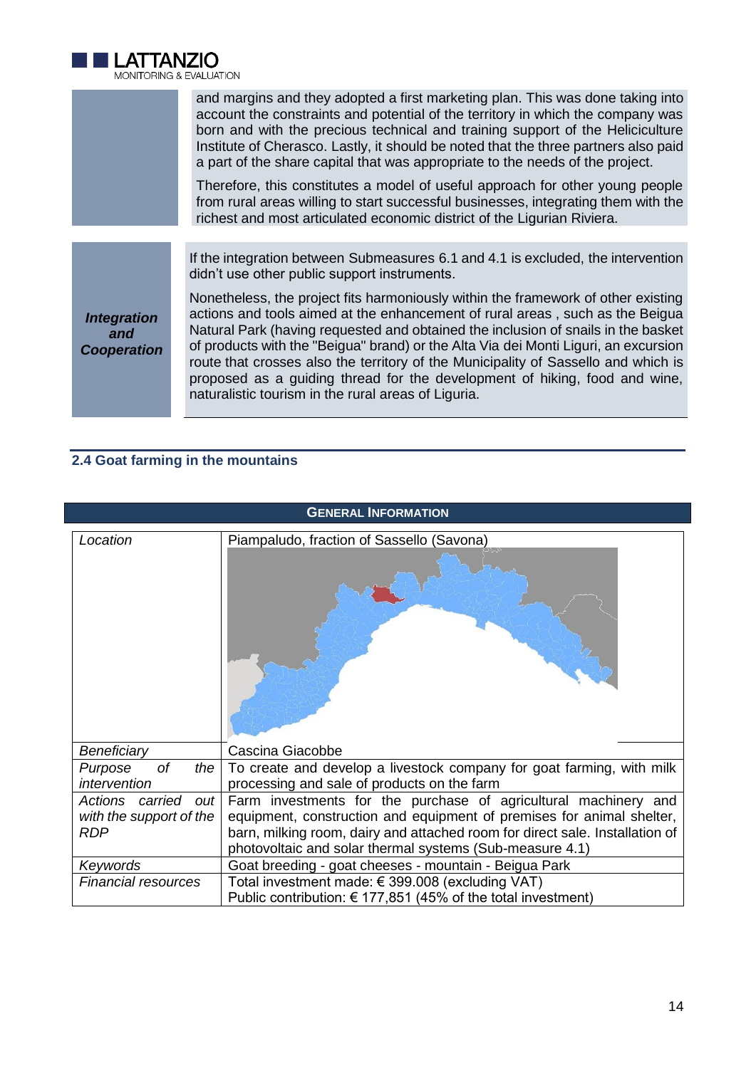| | |
|---|---|
| | and margins and they adopted a first marketing plan. This was done taking into account the constraints and potential of the territory in which the company was born and with the precious technical and training support of the Heliciculture Institute of Cherasco. Lastly, it should be noted that the three partners also paid a part of the share capital that was appropriate to the needs of the project. Therefore, this constitutes a model of useful approach for other young people from rural areas willing to start successful businesses, integrating them with the richest and most articulated economic district of the Ligurian Riviera. |

| | |
|---|---|
| ***Integration and Cooperation*** | If the integration between Submeasures 6.1 and 4.1 is excluded, the intervention didn't use other public support instruments. Nonetheless, the project fits harmoniously within the framework of other existing actions and tools aimed at the enhancement of rural areas , such as the Beigua Natural Park (having requested and obtained the inclusion of snails in the basket of products with the "Beigua" brand) or the Alta Via dei Monti Liguri, an excursion route that crosses also the territory of the Municipality of Sassello and which is proposed as a guiding thread for the development of hiking, food and wine, naturalistic tourism in the rural areas of Liguria. |

### 2.4 Goat farming in the mountains

| **General Information** | |
|---|---|
| *Location* | Piampaludo, fraction of Sassello (Savona) |
| *Beneficiary* | Cascina Giacobbe |
| *Purpose of the intervention* | To create and develop a livestock company for goat farming, with milk processing and sale of products on the farm |
| *Actions carried out with the support of the RDP* | Farm investments for the purchase of agricultural machinery and equipment, construction and equipment of premises for animal shelter, barn, milking room, dairy and attached room for direct sale. Installation of photovoltaic and solar thermal systems (Sub-measure 4.1) |
| *Keywords* | Goat breeding - goat cheeses - mountain - Beigua Park |
| *Financial resources* | Total investment made: € 399.008 (excluding VAT)<br>Public contribution: € 177,851 (45% of the total investment) |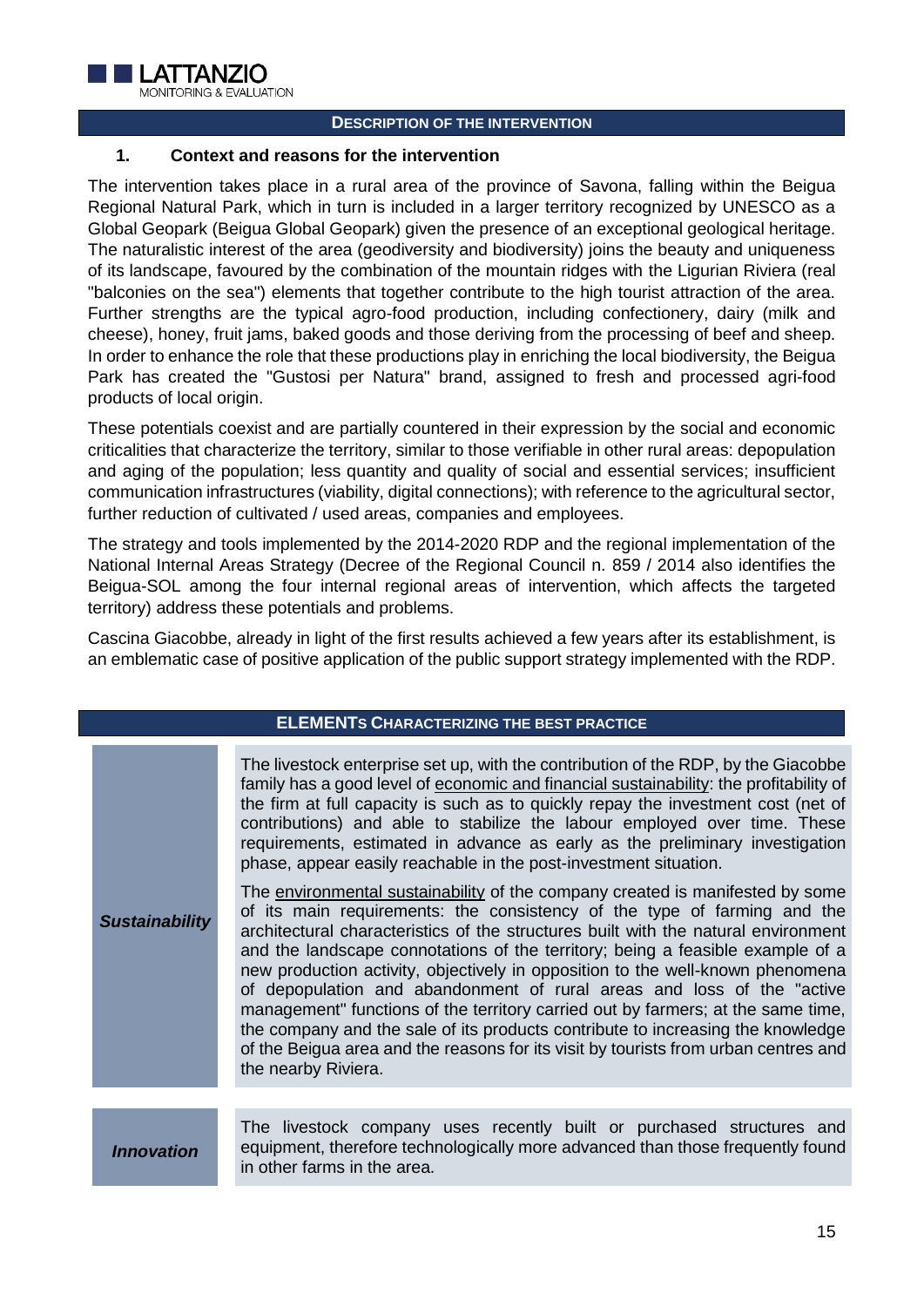## DESCRIPTION OF THE INTERVENTION

### 1. Context and reasons for the intervention

The intervention takes place in a rural area of the province of Savona, falling within the Beigua Regional Natural Park, which in turn is included in a larger territory recognized by UNESCO as a Global Geopark (Beigua Global Geopark) given the presence of an exceptional geological heritage. The naturalistic interest of the area (geodiversity and biodiversity) joins the beauty and uniqueness of its landscape, favoured by the combination of the mountain ridges with the Ligurian Riviera (real "balconies on the sea") elements that together contribute to the high tourist attraction of the area. Further strengths are the typical agro-food production, including confectionery, dairy (milk and cheese), honey, fruit jams, baked goods and those deriving from the processing of beef and sheep. In order to enhance the role that these productions play in enriching the local biodiversity, the Beigua Park has created the "Gustosi per Natura" brand, assigned to fresh and processed agri-food products of local origin.

These potentials coexist and are partially countered in their expression by the social and economic criticalities that characterize the territory, similar to those verifiable in other rural areas: depopulation and aging of the population; less quantity and quality of social and essential services; insufficient communication infrastructures (viability, digital connections); with reference to the agricultural sector, further reduction of cultivated / used areas, companies and employees.

The strategy and tools implemented by the 2014-2020 RDP and the regional implementation of the National Internal Areas Strategy (Decree of the Regional Council n. 859 / 2014 also identifies the Beigua-SOL among the four internal regional areas of intervention, which affects the targeted territory) address these potentials and problems.

Cascina Giacobbe, already in light of the first results achieved a few years after its establishment, is an emblematic case of positive application of the public support strategy implemented with the RDP.

## ELEMENTS CHARACTERIZING THE BEST PRACTICE

| | |
|---|---|
| ***Sustainability*** | The livestock enterprise set up, with the contribution of the RDP, by the Giacobbe family has a good level of <u>economic and financial sustainability</u>: the profitability of the firm at full capacity is such as to quickly repay the investment cost (net of contributions) and able to stabilize the labour employed over time. These requirements, estimated in advance as early as the preliminary investigation phase, appear easily reachable in the post-investment situation.<br><br>The <u>environmental sustainability</u> of the company created is manifested by some of its main requirements: the consistency of the type of farming and the architectural characteristics of the structures built with the natural environment and the landscape connotations of the territory; being a feasible example of a new production activity, objectively in opposition to the well-known phenomena of depopulation and abandonment of rural areas and loss of the "active management" functions of the territory carried out by farmers; at the same time, the company and the sale of its products contribute to increasing the knowledge of the Beigua area and the reasons for its visit by tourists from urban centres and the nearby Riviera. |
| ***Innovation*** | The livestock company uses recently built or purchased structures and equipment, therefore technologically more advanced than those frequently found in other farms in the area. |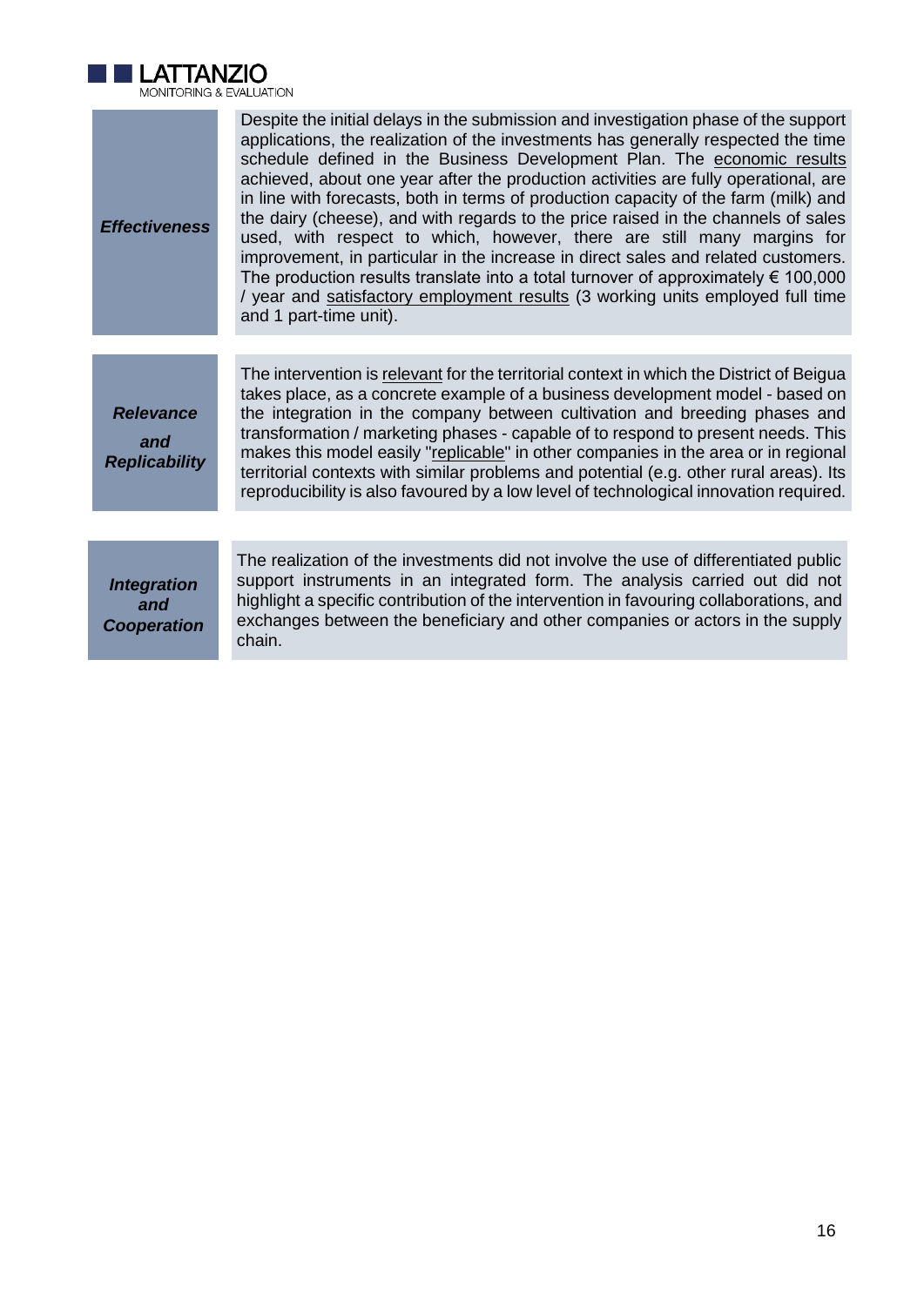| | |
|---|---|
| ***Effectiveness*** | Despite the initial delays in the submission and investigation phase of the support applications, the realization of the investments has generally respected the time schedule defined in the Business Development Plan. The economic results achieved, about one year after the production activities are fully operational, are in line with forecasts, both in terms of production capacity of the farm (milk) and the dairy (cheese), and with regards to the price raised in the channels of sales used, with respect to which, however, there are still many margins for improvement, in particular in the increase in direct sales and related customers. The production results translate into a total turnover of approximately € 100,000 / year and satisfactory employment results (3 working units employed full time and 1 part-time unit). |
| ***Relevance and Replicability*** | The intervention is relevant for the territorial context in which the District of Beigua takes place, as a concrete example of a business development model - based on the integration in the company between cultivation and breeding phases and transformation / marketing phases - capable of to respond to present needs. This makes this model easily "replicable" in other companies in the area or in regional territorial contexts with similar problems and potential (e.g. other rural areas). Its reproducibility is also favoured by a low level of technological innovation required. |
| ***Integration and Cooperation*** | The realization of the investments did not involve the use of differentiated public support instruments in an integrated form. The analysis carried out did not highlight a specific contribution of the intervention in favouring collaborations, and exchanges between the beneficiary and other companies or actors in the supply chain. |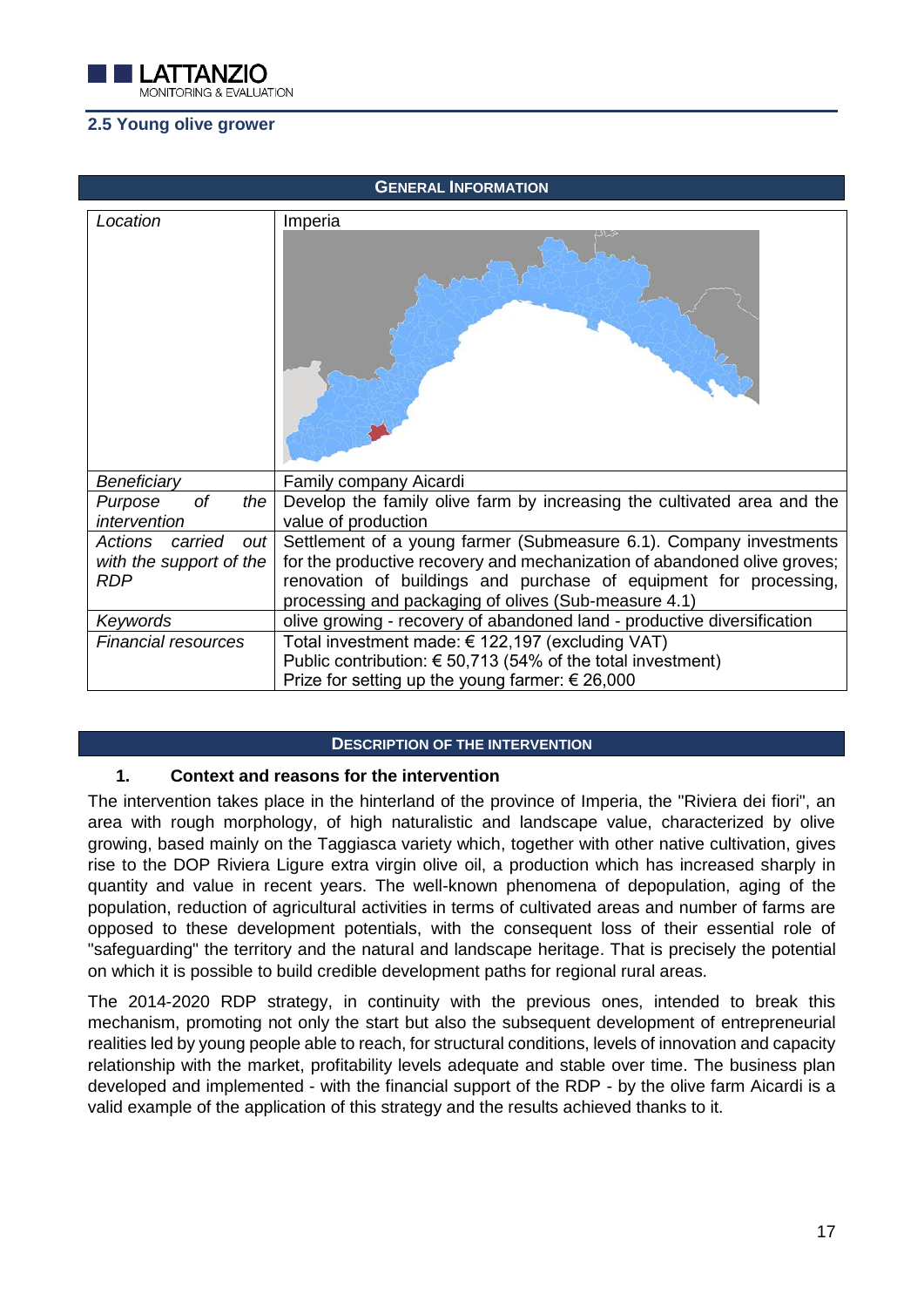## 2.5 Young olive grower

| GENERAL INFORMATION | |
|---|---|
| *Location* | Imperia |
| *Beneficiary* | Family company Aicardi |
| *Purpose of the intervention* | Develop the family olive farm by increasing the cultivated area and the value of production |
| *Actions carried out with the support of the RDP* | Settlement of a young farmer (Submeasure 6.1). Company investments for the productive recovery and mechanization of abandoned olive groves; renovation of buildings and purchase of equipment for processing, processing and packaging of olives (Sub-measure 4.1) |
| *Keywords* | olive growing - recovery of abandoned land - productive diversification |
| *Financial resources* | Total investment made: € 122,197 (excluding VAT)<br>Public contribution: € 50,713 (54% of the total investment)<br>Prize for setting up the young farmer: € 26,000 |

**DESCRIPTION OF THE INTERVENTION**

### 1. Context and reasons for the intervention

The intervention takes place in the hinterland of the province of Imperia, the "Riviera dei fiori", an area with rough morphology, of high naturalistic and landscape value, characterized by olive growing, based mainly on the Taggiasca variety which, together with other native cultivation, gives rise to the DOP Riviera Ligure extra virgin olive oil, a production which has increased sharply in quantity and value in recent years. The well-known phenomena of depopulation, aging of the population, reduction of agricultural activities in terms of cultivated areas and number of farms are opposed to these development potentials, with the consequent loss of their essential role of "safeguarding" the territory and the natural and landscape heritage. That is precisely the potential on which it is possible to build credible development paths for regional rural areas.

The 2014-2020 RDP strategy, in continuity with the previous ones, intended to break this mechanism, promoting not only the start but also the subsequent development of entrepreneurial realities led by young people able to reach, for structural conditions, levels of innovation and capacity relationship with the market, profitability levels adequate and stable over time. The business plan developed and implemented - with the financial support of the RDP - by the olive farm Aicardi is a valid example of the application of this strategy and the results achieved thanks to it.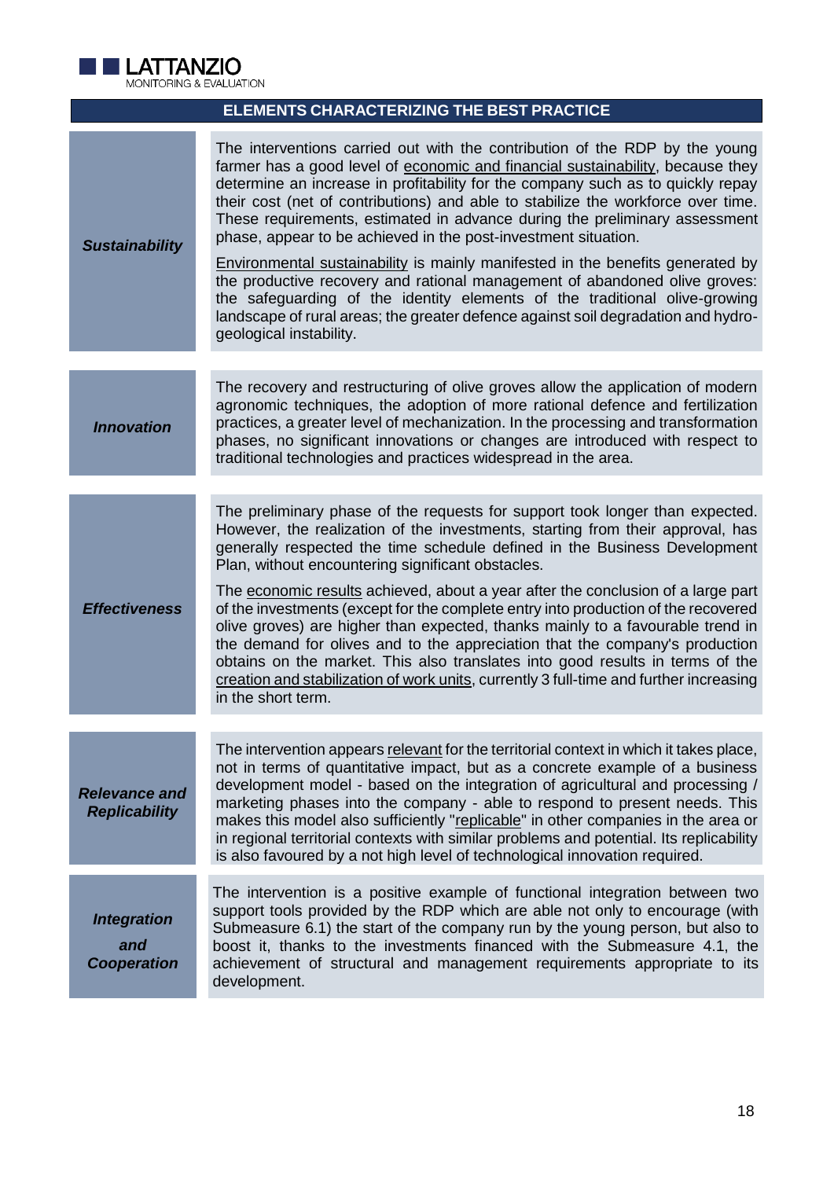| ELEMENTS CHARACTERIZING THE BEST PRACTICE | |
|---|---|
| ***Sustainability*** | The interventions carried out with the contribution of the RDP by the young farmer has a good level of economic and financial sustainability, because they determine an increase in profitability for the company such as to quickly repay their cost (net of contributions) and able to stabilize the workforce over time. These requirements, estimated in advance during the preliminary assessment phase, appear to be achieved in the post-investment situation.<br><br>Environmental sustainability is mainly manifested in the benefits generated by the productive recovery and rational management of abandoned olive groves: the safeguarding of the identity elements of the traditional olive-growing landscape of rural areas; the greater defence against soil degradation and hydro-geological instability. |
| ***Innovation*** | The recovery and restructuring of olive groves allow the application of modern agronomic techniques, the adoption of more rational defence and fertilization practices, a greater level of mechanization. In the processing and transformation phases, no significant innovations or changes are introduced with respect to traditional technologies and practices widespread in the area. |
| ***Effectiveness*** | The preliminary phase of the requests for support took longer than expected. However, the realization of the investments, starting from their approval, has generally respected the time schedule defined in the Business Development Plan, without encountering significant obstacles.<br><br>The economic results achieved, about a year after the conclusion of a large part of the investments (except for the complete entry into production of the recovered olive groves) are higher than expected, thanks mainly to a favourable trend in the demand for olives and to the appreciation that the company's production obtains on the market. This also translates into good results in terms of the creation and stabilization of work units, currently 3 full-time and further increasing in the short term. |
| ***Relevance and Replicability*** | The intervention appears relevant for the territorial context in which it takes place, not in terms of quantitative impact, but as a concrete example of a business development model - based on the integration of agricultural and processing / marketing phases into the company - able to respond to present needs. This makes this model also sufficiently "replicable" in other companies in the area or in regional territorial contexts with similar problems and potential. Its replicability is also favoured by a not high level of technological innovation required. |
| ***Integration and Cooperation*** | The intervention is a positive example of functional integration between two support tools provided by the RDP which are able not only to encourage (with Submeasure 6.1) the start of the company run by the young person, but also to boost it, thanks to the investments financed with the Submeasure 4.1, the achievement of structural and management requirements appropriate to its development. |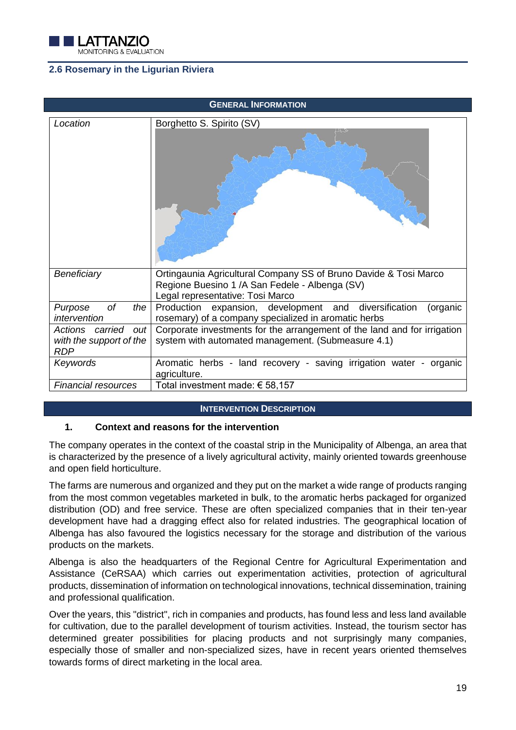## 2.6 Rosemary in the Ligurian Riviera

| **GENERAL INFORMATION** | |
|---|---|
| *Location* | Borghetto S. Spirito (SV) |
| *Beneficiary* | Ortingaunia Agricultural Company SS of Bruno Davide & Tosi Marco<br>Regione Buesino 1 /A San Fedele - Albenga (SV)<br>Legal representative: Tosi Marco |
| *Purpose of the intervention* | Production expansion, development and diversification (organic rosemary) of a company specialized in aromatic herbs |
| *Actions carried out with the support of the RDP* | Corporate investments for the arrangement of the land and for irrigation system with automated management. (Submeasure 4.1) |
| *Keywords* | Aromatic herbs - land recovery - saving irrigation water - organic agriculture. |
| *Financial resources* | Total investment made: € 58,157 |

**INTERVENTION DESCRIPTION**

### 1. Context and reasons for the intervention

The company operates in the context of the coastal strip in the Municipality of Albenga, an area that is characterized by the presence of a lively agricultural activity, mainly oriented towards greenhouse and open field horticulture.

The farms are numerous and organized and they put on the market a wide range of products ranging from the most common vegetables marketed in bulk, to the aromatic herbs packaged for organized distribution (OD) and free service. These are often specialized companies that in their ten-year development have had a dragging effect also for related industries. The geographical location of Albenga has also favoured the logistics necessary for the storage and distribution of the various products on the markets.

Albenga is also the headquarters of the Regional Centre for Agricultural Experimentation and Assistance (CeRSAA) which carries out experimentation activities, protection of agricultural products, dissemination of information on technological innovations, technical dissemination, training and professional qualification.

Over the years, this "district", rich in companies and products, has found less and less land available for cultivation, due to the parallel development of tourism activities. Instead, the tourism sector has determined greater possibilities for placing products and not surprisingly many companies, especially those of smaller and non-specialized sizes, have in recent years oriented themselves towards forms of direct marketing in the local area.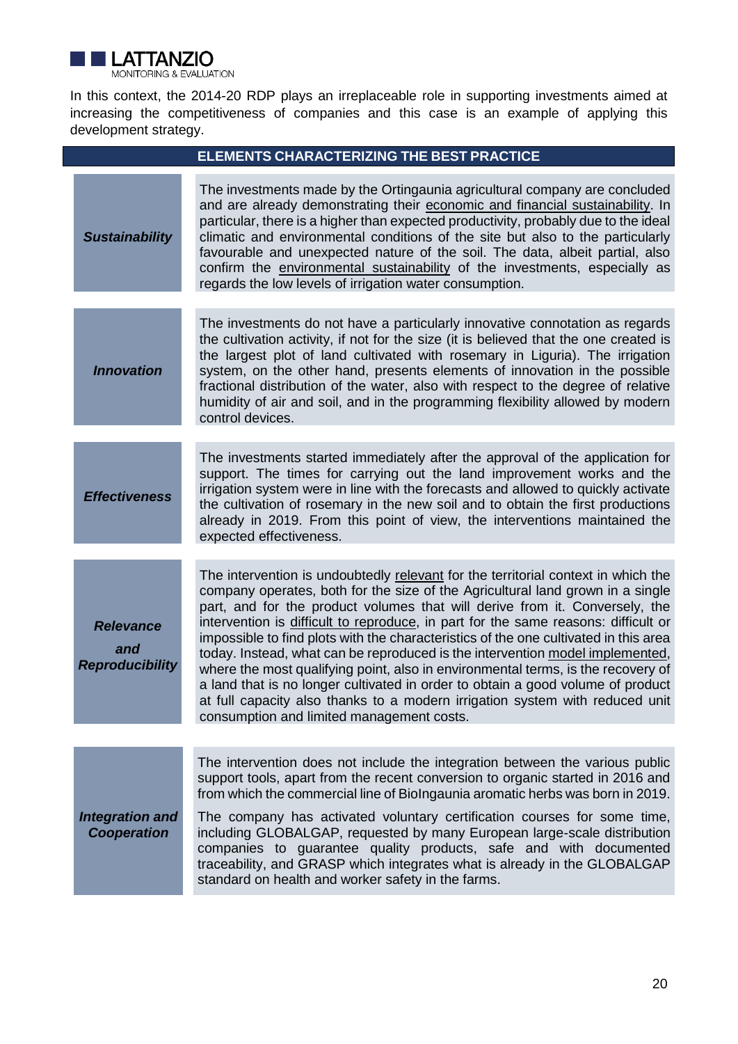In this context, the 2014-20 RDP plays an irreplaceable role in supporting investments aimed at increasing the competitiveness of companies and this case is an example of applying this development strategy.

| ELEMENTS CHARACTERIZING THE BEST PRACTICE | |
|---|---|
| ***Sustainability*** | The investments made by the Ortingaunia agricultural company are concluded and are already demonstrating their economic and financial sustainability. In particular, there is a higher than expected productivity, probably due to the ideal climatic and environmental conditions of the site but also to the particularly favourable and unexpected nature of the soil. The data, albeit partial, also confirm the environmental sustainability of the investments, especially as regards the low levels of irrigation water consumption. |
| ***Innovation*** | The investments do not have a particularly innovative connotation as regards the cultivation activity, if not for the size (it is believed that the one created is the largest plot of land cultivated with rosemary in Liguria). The irrigation system, on the other hand, presents elements of innovation in the possible fractional distribution of the water, also with respect to the degree of relative humidity of air and soil, and in the programming flexibility allowed by modern control devices. |
| ***Effectiveness*** | The investments started immediately after the approval of the application for support. The times for carrying out the land improvement works and the irrigation system were in line with the forecasts and allowed to quickly activate the cultivation of rosemary in the new soil and to obtain the first productions already in 2019. From this point of view, the interventions maintained the expected effectiveness. |
| ***Relevance and Reproducibility*** | The intervention is undoubtedly relevant for the territorial context in which the company operates, both for the size of the Agricultural land grown in a single part, and for the product volumes that will derive from it. Conversely, the intervention is difficult to reproduce, in part for the same reasons: difficult or impossible to find plots with the characteristics of the one cultivated in this area today. Instead, what can be reproduced is the intervention model implemented, where the most qualifying point, also in environmental terms, is the recovery of a land that is no longer cultivated in order to obtain a good volume of product at full capacity also thanks to a modern irrigation system with reduced unit consumption and limited management costs. |
| ***Integration and Cooperation*** | The intervention does not include the integration between the various public support tools, apart from the recent conversion to organic started in 2016 and from which the commercial line of BioIngaunia aromatic herbs was born in 2019.<br><br>The company has activated voluntary certification courses for some time, including GLOBALGAP, requested by many European large-scale distribution companies to guarantee quality products, safe and with documented traceability, and GRASP which integrates what is already in the GLOBALGAP standard on health and worker safety in the farms. |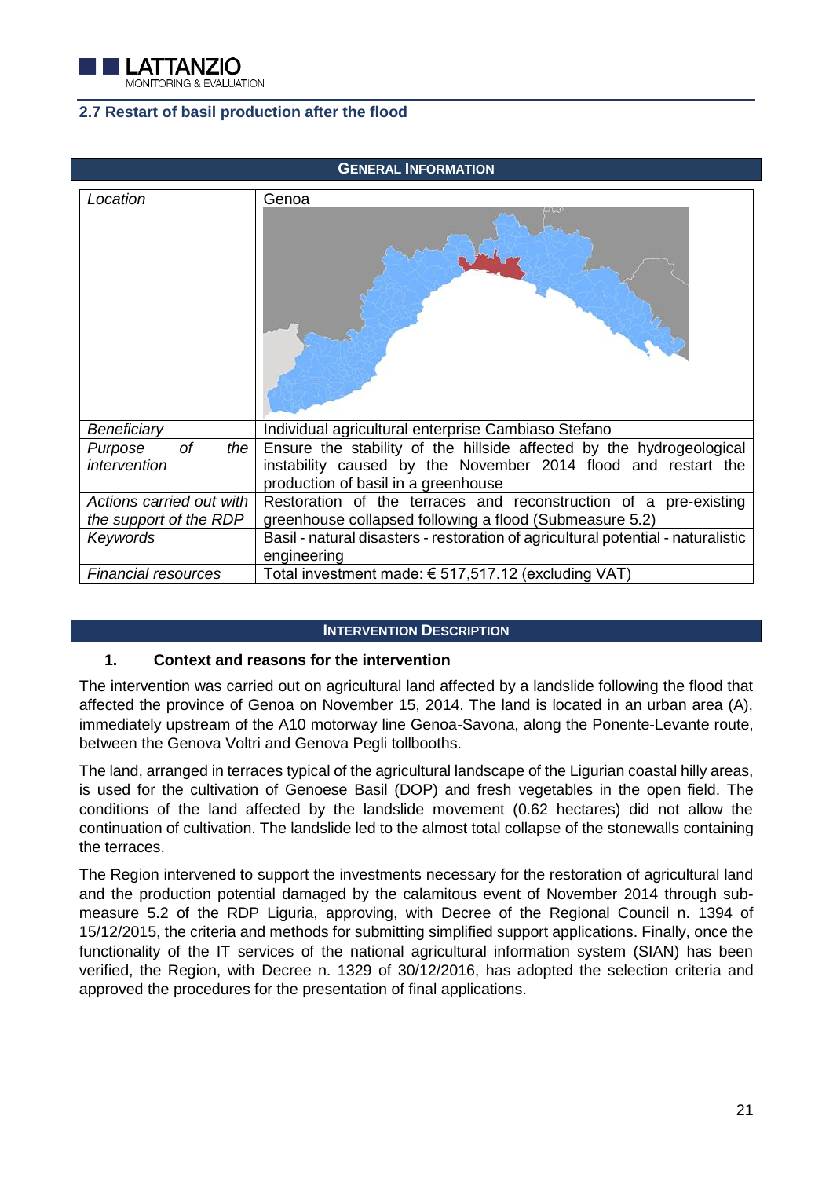## 2.7 Restart of basil production after the flood

| GENERAL INFORMATION | |
|---|---|
| *Location* | Genoa |
| *Beneficiary* | Individual agricultural enterprise Cambiaso Stefano |
| *Purpose of the intervention* | Ensure the stability of the hillside affected by the hydrogeological instability caused by the November 2014 flood and restart the production of basil in a greenhouse |
| *Actions carried out with the support of the RDP* | Restoration of the terraces and reconstruction of a pre-existing greenhouse collapsed following a flood (Submeasure 5.2) |
| *Keywords* | Basil - natural disasters - restoration of agricultural potential - naturalistic engineering |
| *Financial resources* | Total investment made: € 517,517.12 (excluding VAT) |

### INTERVENTION DESCRIPTION

**1. Context and reasons for the intervention**

The intervention was carried out on agricultural land affected by a landslide following the flood that affected the province of Genoa on November 15, 2014. The land is located in an urban area (A), immediately upstream of the A10 motorway line Genoa-Savona, along the Ponente-Levante route, between the Genova Voltri and Genova Pegli tollbooths.

The land, arranged in terraces typical of the agricultural landscape of the Ligurian coastal hilly areas, is used for the cultivation of Genoese Basil (DOP) and fresh vegetables in the open field. The conditions of the land affected by the landslide movement (0.62 hectares) did not allow the continuation of cultivation. The landslide led to the almost total collapse of the stonewalls containing the terraces.

The Region intervened to support the investments necessary for the restoration of agricultural land and the production potential damaged by the calamitous event of November 2014 through sub-measure 5.2 of the RDP Liguria, approving, with Decree of the Regional Council n. 1394 of 15/12/2015, the criteria and methods for submitting simplified support applications. Finally, once the functionality of the IT services of the national agricultural information system (SIAN) has been verified, the Region, with Decree n. 1329 of 30/12/2016, has adopted the selection criteria and approved the procedures for the presentation of final applications.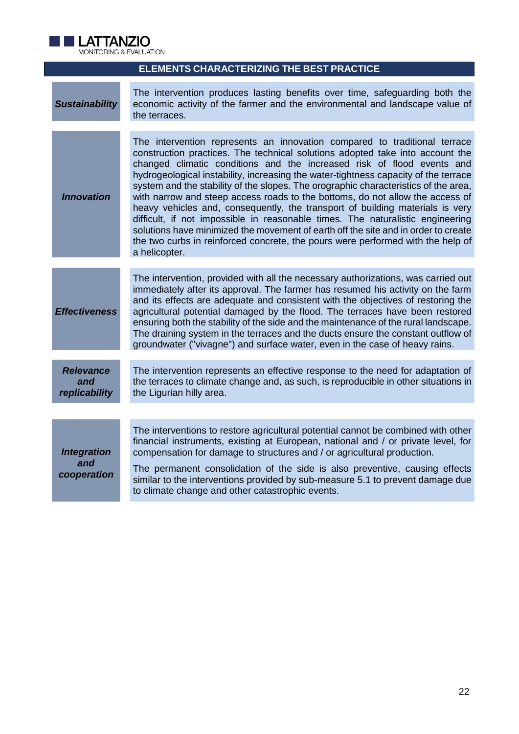## ELEMENTS CHARACTERIZING THE BEST PRACTICE

| | |
|---|---|
| ***Sustainability*** | The intervention produces lasting benefits over time, safeguarding both the economic activity of the farmer and the environmental and landscape value of the terraces. |
| ***Innovation*** | The intervention represents an innovation compared to traditional terrace construction practices. The technical solutions adopted take into account the changed climatic conditions and the increased risk of flood events and hydrogeological instability, increasing the water-tightness capacity of the terrace system and the stability of the slopes. The orographic characteristics of the area, with narrow and steep access roads to the bottoms, do not allow the access of heavy vehicles and, consequently, the transport of building materials is very difficult, if not impossible in reasonable times. The naturalistic engineering solutions have minimized the movement of earth off the site and in order to create the two curbs in reinforced concrete, the pours were performed with the help of a helicopter. |
| ***Effectiveness*** | The intervention, provided with all the necessary authorizations, was carried out immediately after its approval. The farmer has resumed his activity on the farm and its effects are adequate and consistent with the objectives of restoring the agricultural potential damaged by the flood. The terraces have been restored ensuring both the stability of the side and the maintenance of the rural landscape. The draining system in the terraces and the ducts ensure the constant outflow of groundwater ("vivagne") and surface water, even in the case of heavy rains. |
| ***Relevance and replicability*** | The intervention represents an effective response to the need for adaptation of the terraces to climate change and, as such, is reproducible in other situations in the Ligurian hilly area. |
| ***Integration and cooperation*** | The interventions to restore agricultural potential cannot be combined with other financial instruments, existing at European, national and / or private level, for compensation for damage to structures and / or agricultural production.<br><br>The permanent consolidation of the side is also preventive, causing effects similar to the interventions provided by sub-measure 5.1 to prevent damage due to climate change and other catastrophic events. |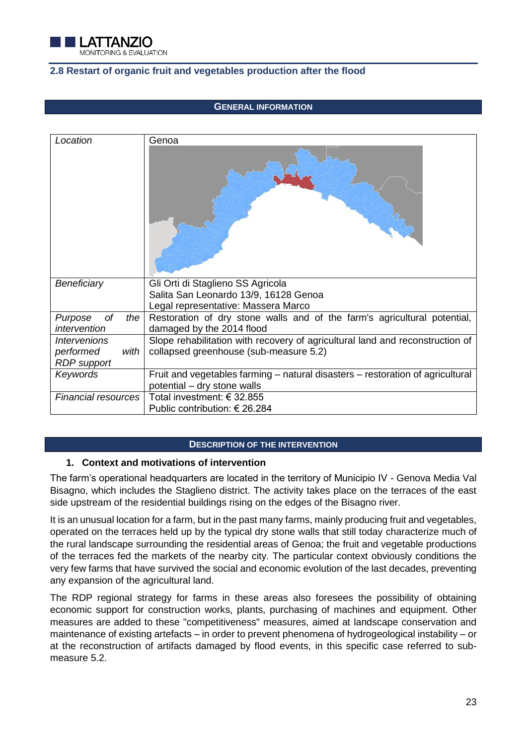## 2.8 Restart of organic fruit and vegetables production after the flood

**GENERAL INFORMATION**

| | |
|---|---|
| *Location* | Genoa |
| *Beneficiary* | Gli Orti di Staglieno SS Agricola<br>Salita San Leonardo 13/9, 16128 Genoa<br>Legal representative: Massera Marco |
| *Purpose of the intervention* | Restoration of dry stone walls and of the farm's agricultural potential, damaged by the 2014 flood |
| *Interventions performed with RDP support* | Slope rehabilitation with recovery of agricultural land and reconstruction of collapsed greenhouse (sub-measure 5.2) |
| *Keywords* | Fruit and vegetables farming – natural disasters – restoration of agricultural potential – dry stone walls |
| *Financial resources* | Total investment: € 32.855<br>Public contribution: € 26.284 |

**DESCRIPTION OF THE INTERVENTION**

**1. Context and motivations of intervention**

The farm's operational headquarters are located in the territory of Municipio IV - Genova Media Val Bisagno, which includes the Staglieno district. The activity takes place on the terraces of the east side upstream of the residential buildings rising on the edges of the Bisagno river.

It is an unusual location for a farm, but in the past many farms, mainly producing fruit and vegetables, operated on the terraces held up by the typical dry stone walls that still today characterize much of the rural landscape surrounding the residential areas of Genoa; the fruit and vegetable productions of the terraces fed the markets of the nearby city. The particular context obviously conditions the very few farms that have survived the social and economic evolution of the last decades, preventing any expansion of the agricultural land.

The RDP regional strategy for farms in these areas also foresees the possibility of obtaining economic support for construction works, plants, purchasing of machines and equipment. Other measures are added to these "competitiveness" measures, aimed at landscape conservation and maintenance of existing artefacts – in order to prevent phenomena of hydrogeological instability – or at the reconstruction of artifacts damaged by flood events, in this specific case referred to sub-measure 5.2.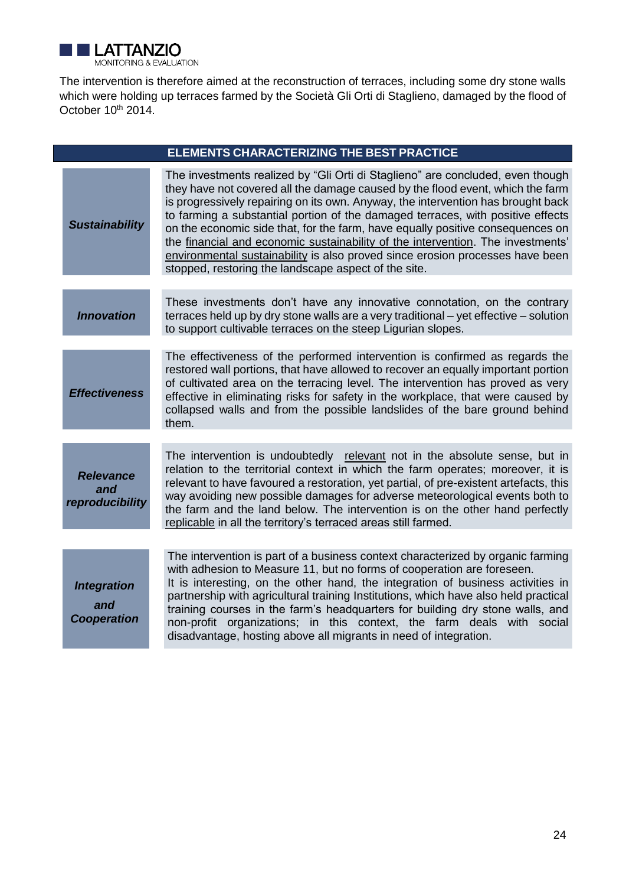The intervention is therefore aimed at the reconstruction of terraces, including some dry stone walls which were holding up terraces farmed by the Società Gli Orti di Staglieno, damaged by the flood of October 10th 2014.

| ELEMENTS CHARACTERIZING THE BEST PRACTICE | |
|---|---|
| ***Sustainability*** | The investments realized by "Gli Orti di Staglieno" are concluded, even though they have not covered all the damage caused by the flood event, which the farm is progressively repairing on its own. Anyway, the intervention has brought back to farming a substantial portion of the damaged terraces, with positive effects on the economic side that, for the farm, have equally positive consequences on the financial and economic sustainability of the intervention. The investments' environmental sustainability is also proved since erosion processes have been stopped, restoring the landscape aspect of the site. |
| ***Innovation*** | These investments don't have any innovative connotation, on the contrary terraces held up by dry stone walls are a very traditional – yet effective – solution to support cultivable terraces on the steep Ligurian slopes. |
| ***Effectiveness*** | The effectiveness of the performed intervention is confirmed as regards the restored wall portions, that have allowed to recover an equally important portion of cultivated area on the terracing level. The intervention has proved as very effective in eliminating risks for safety in the workplace, that were caused by collapsed walls and from the possible landslides of the bare ground behind them. |
| ***Relevance and reproducibility*** | The intervention is undoubtedly relevant not in the absolute sense, but in relation to the territorial context in which the farm operates; moreover, it is relevant to have favoured a restoration, yet partial, of pre-existent artefacts, this way avoiding new possible damages for adverse meteorological events both to the farm and the land below. The intervention is on the other hand perfectly replicable in all the territory's terraced areas still farmed. |
| ***Integration and Cooperation*** | The intervention is part of a business context characterized by organic farming with adhesion to Measure 11, but no forms of cooperation are foreseen.<br>It is interesting, on the other hand, the integration of business activities in partnership with agricultural training Institutions, which have also held practical training courses in the farm's headquarters for building dry stone walls, and non-profit organizations; in this context, the farm deals with social disadvantage, hosting above all migrants in need of integration. |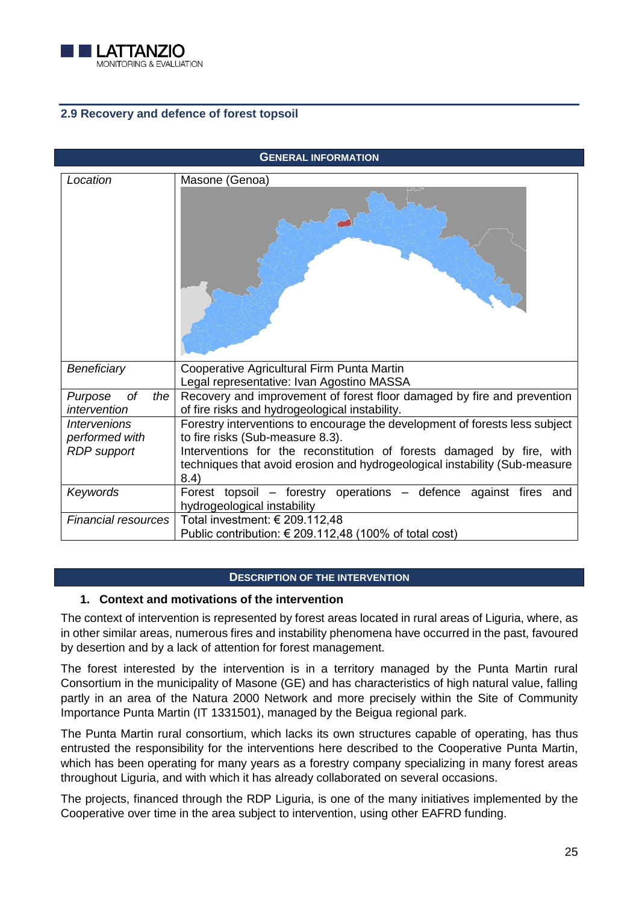## 2.9 Recovery and defence of forest topsoil

| GENERAL INFORMATION | |
|---|---|
| *Location* | Masone (Genoa) |
| *Beneficiary* | Cooperative Agricultural Firm Punta Martin<br>Legal representative: Ivan Agostino MASSA |
| *Purpose of the intervention* | Recovery and improvement of forest floor damaged by fire and prevention of fire risks and hydrogeological instability. |
| *Interventions performed with RDP support* | Forestry interventions to encourage the development of forests less subject to fire risks (Sub-measure 8.3).<br>Interventions for the reconstitution of forests damaged by fire, with techniques that avoid erosion and hydrogeological instability (Sub-measure 8.4) |
| *Keywords* | Forest topsoil – forestry operations – defence against fires and hydrogeological instability |
| *Financial resources* | Total investment: € 209.112,48<br>Public contribution: € 209.112,48 (100% of total cost) |

**DESCRIPTION OF THE INTERVENTION**

### 1. Context and motivations of the intervention

The context of intervention is represented by forest areas located in rural areas of Liguria, where, as in other similar areas, numerous fires and instability phenomena have occurred in the past, favoured by desertion and by a lack of attention for forest management.

The forest interested by the intervention is in a territory managed by the Punta Martin rural Consortium in the municipality of Masone (GE) and has characteristics of high natural value, falling partly in an area of the Natura 2000 Network and more precisely within the Site of Community Importance Punta Martin (IT 1331501), managed by the Beigua regional park.

The Punta Martin rural consortium, which lacks its own structures capable of operating, has thus entrusted the responsibility for the interventions here described to the Cooperative Punta Martin, which has been operating for many years as a forestry company specializing in many forest areas throughout Liguria, and with which it has already collaborated on several occasions.

The projects, financed through the RDP Liguria, is one of the many initiatives implemented by the Cooperative over time in the area subject to intervention, using other EAFRD funding.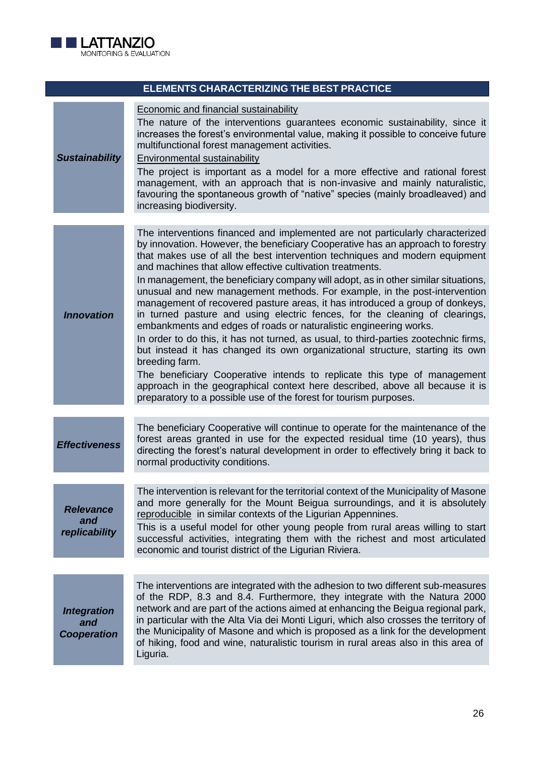| ELEMENTS CHARACTERIZING THE BEST PRACTICE | |
|---|---|
| ***Sustainability*** | Economic and financial sustainability<br>The nature of the interventions guarantees economic sustainability, since it increases the forest's environmental value, making it possible to conceive future multifunctional forest management activities.<br>Environmental sustainability<br>The project is important as a model for a more effective and rational forest management, with an approach that is non-invasive and mainly naturalistic, favouring the spontaneous growth of "native" species (mainly broadleaved) and increasing biodiversity. |
| ***Innovation*** | The interventions financed and implemented are not particularly characterized by innovation. However, the beneficiary Cooperative has an approach to forestry that makes use of all the best intervention techniques and modern equipment and machines that allow effective cultivation treatments.<br>In management, the beneficiary company will adopt, as in other similar situations, unusual and new management methods. For example, in the post-intervention management of recovered pasture areas, it has introduced a group of donkeys, in turned pasture and using electric fences, for the cleaning of clearings, embankments and edges of roads or naturalistic engineering works.<br>In order to do this, it has not turned, as usual, to third-parties zootechnic firms, but instead it has changed its own organizational structure, starting its own breeding farm.<br>The beneficiary Cooperative intends to replicate this type of management approach in the geographical context here described, above all because it is preparatory to a possible use of the forest for tourism purposes. |
| ***Effectiveness*** | The beneficiary Cooperative will continue to operate for the maintenance of the forest areas granted in use for the expected residual time (10 years), thus directing the forest's natural development in order to effectively bring it back to normal productivity conditions. |
| ***Relevance and replicability*** | The intervention is relevant for the territorial context of the Municipality of Masone and more generally for the Mount Beigua surroundings, and it is absolutely reproducible in similar contexts of the Ligurian Appennines.<br>This is a useful model for other young people from rural areas willing to start successful activities, integrating them with the richest and most articulated economic and tourist district of the Ligurian Riviera. |
| ***Integration and Cooperation*** | The interventions are integrated with the adhesion to two different sub-measures of the RDP, 8.3 and 8.4. Furthermore, they integrate with the Natura 2000 network and are part of the actions aimed at enhancing the Beigua regional park, in particular with the Alta Via dei Monti Liguri, which also crosses the territory of the Municipality of Masone and which is proposed as a link for the development of hiking, food and wine, naturalistic tourism in rural areas also in this area of Liguria. |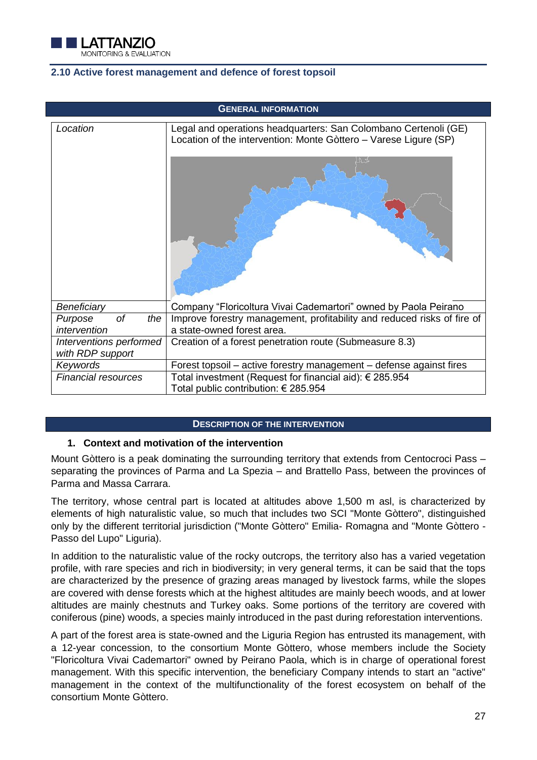## 2.10 Active forest management and defence of forest topsoil

| GENERAL INFORMATION | |
|---|---|
| *Location* | Legal and operations headquarters: San Colombano Certenoli (GE)<br>Location of the intervention: Monte Gòttero – Varese Ligure (SP) |
| *Beneficiary* | Company "Floricoltura Vivai Cademartori" owned by Paola Peirano |
| *Purpose of the intervention* | Improve forestry management, profitability and reduced risks of fire of a state-owned forest area. |
| *Interventions performed with RDP support* | Creation of a forest penetration route (Submeasure 8.3) |
| *Keywords* | Forest topsoil – active forestry management – defense against fires |
| *Financial resources* | Total investment (Request for financial aid): € 285.954<br>Total public contribution: € 285.954 |

### DESCRIPTION OF THE INTERVENTION

**1. Context and motivation of the intervention**

Mount Gòttero is a peak dominating the surrounding territory that extends from Centocroci Pass – separating the provinces of Parma and La Spezia – and Brattello Pass, between the provinces of Parma and Massa Carrara.

The territory, whose central part is located at altitudes above 1,500 m asl, is characterized by elements of high naturalistic value, so much that includes two SCI "Monte Gòttero", distinguished only by the different territorial jurisdiction ("Monte Gòttero" Emilia- Romagna and "Monte Gòttero - Passo del Lupo" Liguria).

In addition to the naturalistic value of the rocky outcrops, the territory also has a varied vegetation profile, with rare species and rich in biodiversity; in very general terms, it can be said that the tops are characterized by the presence of grazing areas managed by livestock farms, while the slopes are covered with dense forests which at the highest altitudes are mainly beech woods, and at lower altitudes are mainly chestnuts and Turkey oaks. Some portions of the territory are covered with coniferous (pine) woods, a species mainly introduced in the past during reforestation interventions.

A part of the forest area is state-owned and the Liguria Region has entrusted its management, with a 12-year concession, to the consortium Monte Gòttero, whose members include the Society "Floricoltura Vivai Cademartori" owned by Peirano Paola, which is in charge of operational forest management. With this specific intervention, the beneficiary Company intends to start an "active" management in the context of the multifunctionality of the forest ecosystem on behalf of the consortium Monte Gòttero.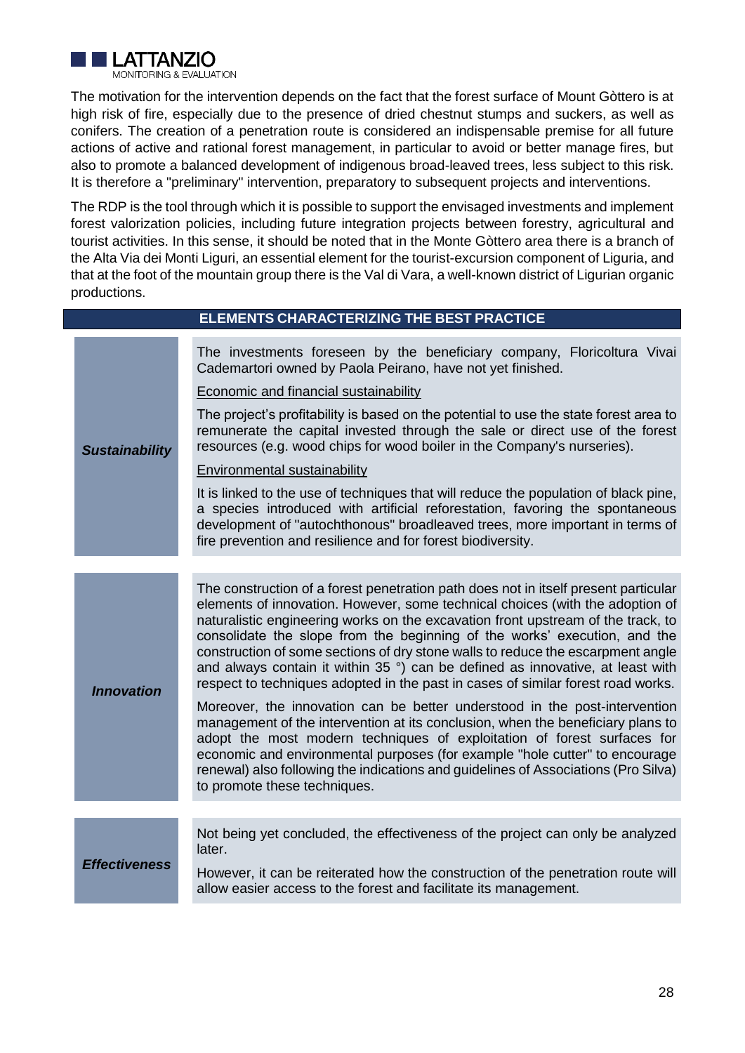The motivation for the intervention depends on the fact that the forest surface of Mount Gòttero is at high risk of fire, especially due to the presence of dried chestnut stumps and suckers, as well as conifers. The creation of a penetration route is considered an indispensable premise for all future actions of active and rational forest management, in particular to avoid or better manage fires, but also to promote a balanced development of indigenous broad-leaved trees, less subject to this risk. It is therefore a "preliminary" intervention, preparatory to subsequent projects and interventions.

The RDP is the tool through which it is possible to support the envisaged investments and implement forest valorization policies, including future integration projects between forestry, agricultural and tourist activities. In this sense, it should be noted that in the Monte Gòttero area there is a branch of the Alta Via dei Monti Liguri, an essential element for the tourist-excursion component of Liguria, and that at the foot of the mountain group there is the Val di Vara, a well-known district of Ligurian organic productions.

| ELEMENTS CHARACTERIZING THE BEST PRACTICE | |
|---|---|
| ***Sustainability*** | The investments foreseen by the beneficiary company, Floricoltura Vivai Cademartori owned by Paola Peirano, have not yet finished.<br><br>Economic and financial sustainability<br><br>The project's profitability is based on the potential to use the state forest area to remunerate the capital invested through the sale or direct use of the forest resources (e.g. wood chips for wood boiler in the Company's nurseries).<br><br>Environmental sustainability<br><br>It is linked to the use of techniques that will reduce the population of black pine, a species introduced with artificial reforestation, favoring the spontaneous development of "autochthonous" broadleaved trees, more important in terms of fire prevention and resilience and for forest biodiversity. |
| ***Innovation*** | The construction of a forest penetration path does not in itself present particular elements of innovation. However, some technical choices (with the adoption of naturalistic engineering works on the excavation front upstream of the track, to consolidate the slope from the beginning of the works' execution, and the construction of some sections of dry stone walls to reduce the escarpment angle and always contain it within 35 °) can be defined as innovative, at least with respect to techniques adopted in the past in cases of similar forest road works.<br><br>Moreover, the innovation can be better understood in the post-intervention management of the intervention at its conclusion, when the beneficiary plans to adopt the most modern techniques of exploitation of forest surfaces for economic and environmental purposes (for example "hole cutter" to encourage renewal) also following the indications and guidelines of Associations (Pro Silva) to promote these techniques. |
| ***Effectiveness*** | Not being yet concluded, the effectiveness of the project can only be analyzed later.<br><br>However, it can be reiterated how the construction of the penetration route will allow easier access to the forest and facilitate its management. |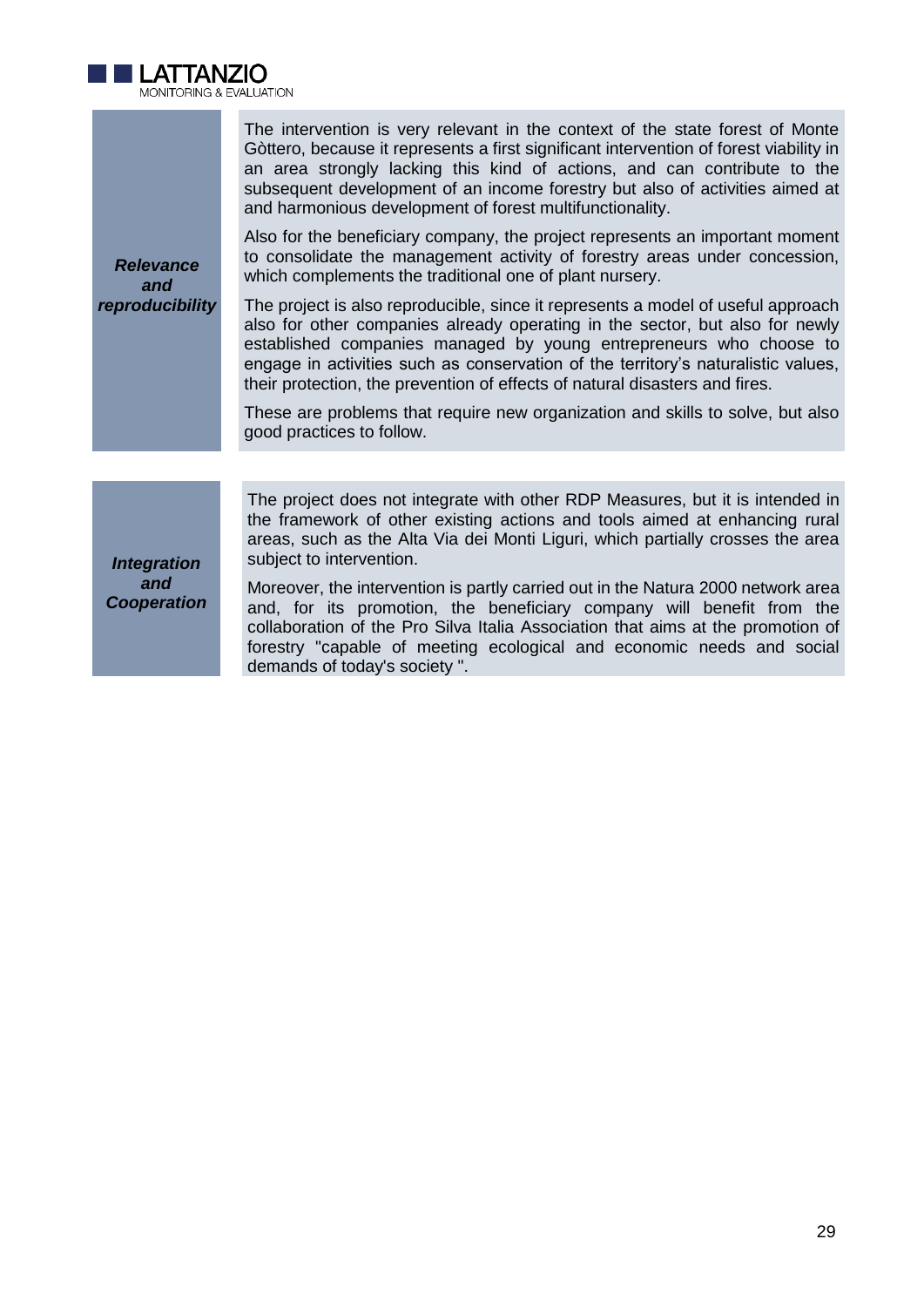| | |
|---|---|
| ***Relevance and reproducibility*** | The intervention is very relevant in the context of the state forest of Monte Gòttero, because it represents a first significant intervention of forest viability in an area strongly lacking this kind of actions, and can contribute to the subsequent development of an income forestry but also of activities aimed at and harmonious development of forest multifunctionality.<br><br>Also for the beneficiary company, the project represents an important moment to consolidate the management activity of forestry areas under concession, which complements the traditional one of plant nursery.<br><br>The project is also reproducible, since it represents a model of useful approach also for other companies already operating in the sector, but also for newly established companies managed by young entrepreneurs who choose to engage in activities such as conservation of the territory's naturalistic values, their protection, the prevention of effects of natural disasters and fires.<br><br>These are problems that require new organization and skills to solve, but also good practices to follow. |

| | |
|---|---|
| ***Integration and Cooperation*** | The project does not integrate with other RDP Measures, but it is intended in the framework of other existing actions and tools aimed at enhancing rural areas, such as the Alta Via dei Monti Liguri, which partially crosses the area subject to intervention.<br><br>Moreover, the intervention is partly carried out in the Natura 2000 network area and, for its promotion, the beneficiary company will benefit from the collaboration of the Pro Silva Italia Association that aims at the promotion of forestry "capable of meeting ecological and economic needs and social demands of today's society ". |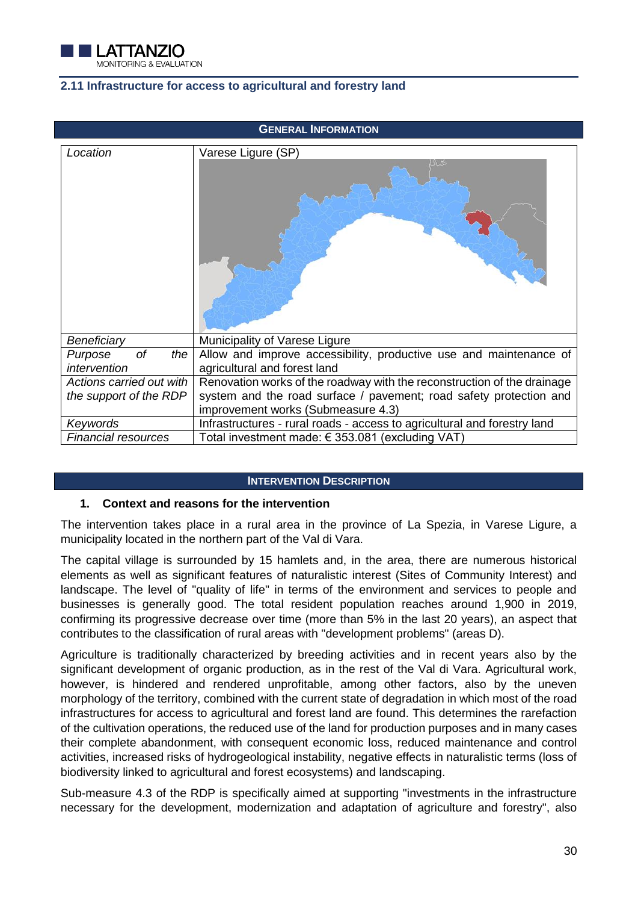## 2.11 Infrastructure for access to agricultural and forestry land

| GENERAL INFORMATION | |
|---|---|
| *Location* | Varese Ligure (SP) |
| *Beneficiary* | Municipality of Varese Ligure |
| *Purpose of the intervention* | Allow and improve accessibility, productive use and maintenance of agricultural and forest land |
| *Actions carried out with the support of the RDP* | Renovation works of the roadway with the reconstruction of the drainage system and the road surface / pavement; road safety protection and improvement works (Submeasure 4.3) |
| *Keywords* | Infrastructures - rural roads - access to agricultural and forestry land |
| *Financial resources* | Total investment made: € 353.081 (excluding VAT) |

**INTERVENTION DESCRIPTION**

1. **Context and reasons for the intervention**

The intervention takes place in a rural area in the province of La Spezia, in Varese Ligure, a municipality located in the northern part of the Val di Vara.

The capital village is surrounded by 15 hamlets and, in the area, there are numerous historical elements as well as significant features of naturalistic interest (Sites of Community Interest) and landscape. The level of "quality of life" in terms of the environment and services to people and businesses is generally good. The total resident population reaches around 1,900 in 2019, confirming its progressive decrease over time (more than 5% in the last 20 years), an aspect that contributes to the classification of rural areas with "development problems" (areas D).

Agriculture is traditionally characterized by breeding activities and in recent years also by the significant development of organic production, as in the rest of the Val di Vara. Agricultural work, however, is hindered and rendered unprofitable, among other factors, also by the uneven morphology of the territory, combined with the current state of degradation in which most of the road infrastructures for access to agricultural and forest land are found. This determines the rarefaction of the cultivation operations, the reduced use of the land for production purposes and in many cases their complete abandonment, with consequent economic loss, reduced maintenance and control activities, increased risks of hydrogeological instability, negative effects in naturalistic terms (loss of biodiversity linked to agricultural and forest ecosystems) and landscaping.

Sub-measure 4.3 of the RDP is specifically aimed at supporting "investments in the infrastructure necessary for the development, modernization and adaptation of agriculture and forestry", also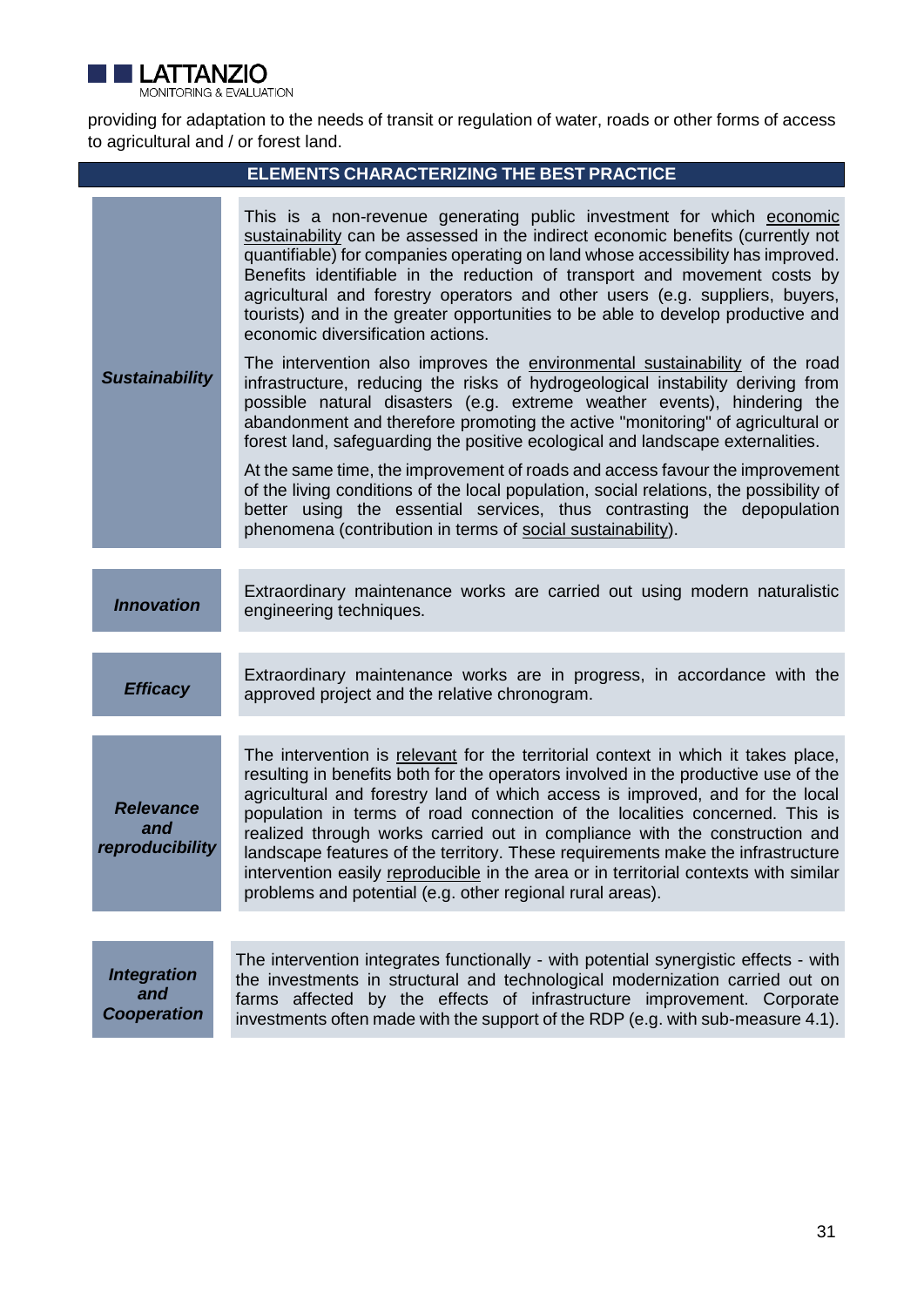providing for adaptation to the needs of transit or regulation of water, roads or other forms of access to agricultural and / or forest land.

| ELEMENTS CHARACTERIZING THE BEST PRACTICE | |
|---|---|
| ***Sustainability*** | This is a non-revenue generating public investment for which economic sustainability can be assessed in the indirect economic benefits (currently not quantifiable) for companies operating on land whose accessibility has improved. Benefits identifiable in the reduction of transport and movement costs by agricultural and forestry operators and other users (e.g. suppliers, buyers, tourists) and in the greater opportunities to be able to develop productive and economic diversification actions.<br><br>The intervention also improves the environmental sustainability of the road infrastructure, reducing the risks of hydrogeological instability deriving from possible natural disasters (e.g. extreme weather events), hindering the abandonment and therefore promoting the active "monitoring" of agricultural or forest land, safeguarding the positive ecological and landscape externalities.<br><br>At the same time, the improvement of roads and access favour the improvement of the living conditions of the local population, social relations, the possibility of better using the essential services, thus contrasting the depopulation phenomena (contribution in terms of social sustainability). |
| ***Innovation*** | Extraordinary maintenance works are carried out using modern naturalistic engineering techniques. |
| ***Efficacy*** | Extraordinary maintenance works are in progress, in accordance with the approved project and the relative chronogram. |
| ***Relevance and reproducibility*** | The intervention is relevant for the territorial context in which it takes place, resulting in benefits both for the operators involved in the productive use of the agricultural and forestry land of which access is improved, and for the local population in terms of road connection of the localities concerned. This is realized through works carried out in compliance with the construction and landscape features of the territory. These requirements make the infrastructure intervention easily reproducible in the area or in territorial contexts with similar problems and potential (e.g. other regional rural areas). |
| ***Integration and Cooperation*** | The intervention integrates functionally - with potential synergistic effects - with the investments in structural and technological modernization carried out on farms affected by the effects of infrastructure improvement. Corporate investments often made with the support of the RDP (e.g. with sub-measure 4.1). |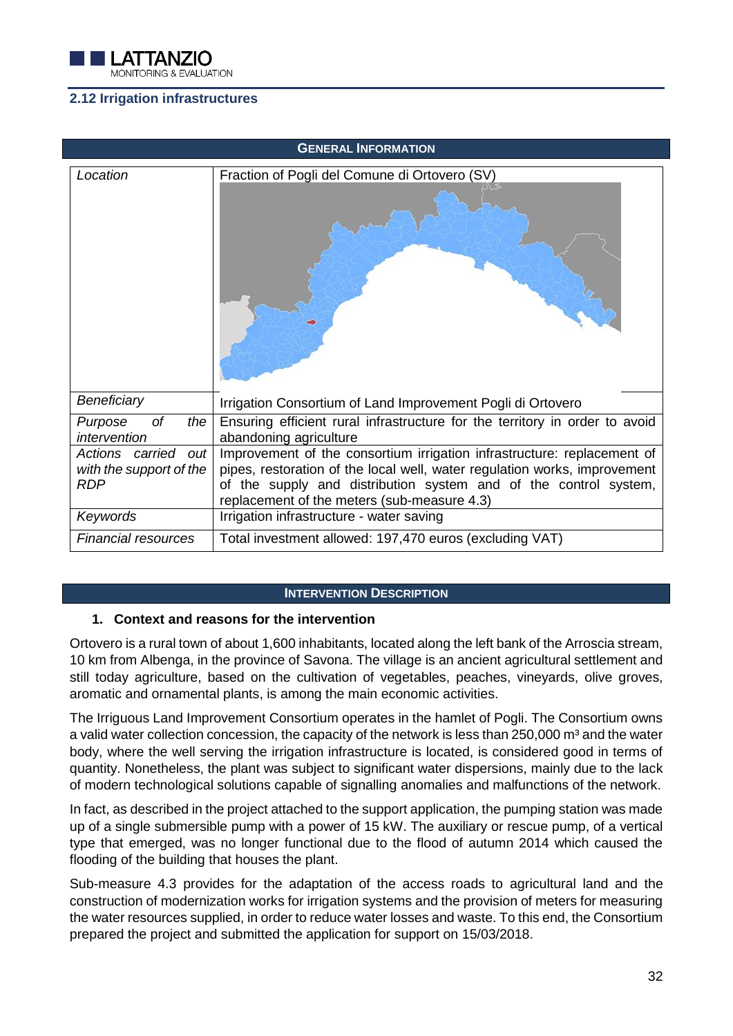## 2.12 Irrigation infrastructures

| GENERAL INFORMATION | |
|---|---|
| *Location* | Fraction of Pogli del Comune di Ortovero (SV) |
| *Beneficiary* | Irrigation Consortium of Land Improvement Pogli di Ortovero |
| *Purpose of the intervention* | Ensuring efficient rural infrastructure for the territory in order to avoid abandoning agriculture |
| *Actions carried out with the support of the RDP* | Improvement of the consortium irrigation infrastructure: replacement of pipes, restoration of the local well, water regulation works, improvement of the supply and distribution system and of the control system, replacement of the meters (sub-measure 4.3) |
| *Keywords* | Irrigation infrastructure - water saving |
| *Financial resources* | Total investment allowed: 197,470 euros (excluding VAT) |

### INTERVENTION DESCRIPTION

**1. Context and reasons for the intervention**

Ortovero is a rural town of about 1,600 inhabitants, located along the left bank of the Arroscia stream, 10 km from Albenga, in the province of Savona. The village is an ancient agricultural settlement and still today agriculture, based on the cultivation of vegetables, peaches, vineyards, olive groves, aromatic and ornamental plants, is among the main economic activities.

The Irriguous Land Improvement Consortium operates in the hamlet of Pogli. The Consortium owns a valid water collection concession, the capacity of the network is less than 250,000 m³ and the water body, where the well serving the irrigation infrastructure is located, is considered good in terms of quantity. Nonetheless, the plant was subject to significant water dispersions, mainly due to the lack of modern technological solutions capable of signalling anomalies and malfunctions of the network.

In fact, as described in the project attached to the support application, the pumping station was made up of a single submersible pump with a power of 15 kW. The auxiliary or rescue pump, of a vertical type that emerged, was no longer functional due to the flood of autumn 2014 which caused the flooding of the building that houses the plant.

Sub-measure 4.3 provides for the adaptation of the access roads to agricultural land and the construction of modernization works for irrigation systems and the provision of meters for measuring the water resources supplied, in order to reduce water losses and waste. To this end, the Consortium prepared the project and submitted the application for support on 15/03/2018.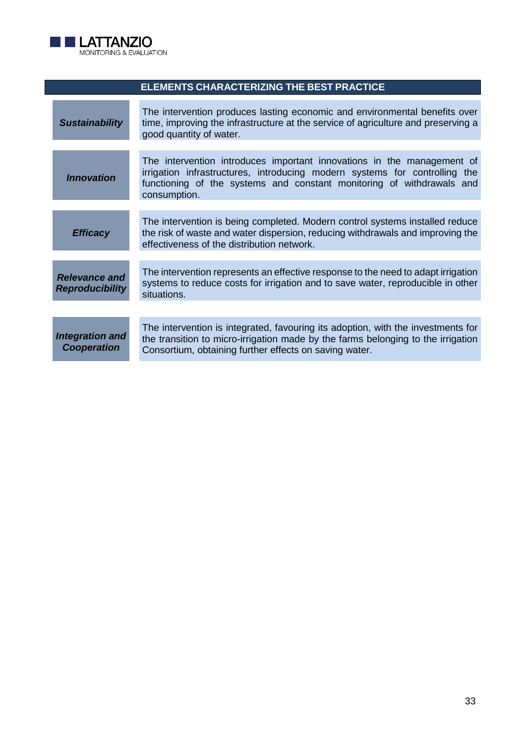| ELEMENTS CHARACTERIZING THE BEST PRACTICE | |
|---|---|
| ***Sustainability*** | The intervention produces lasting economic and environmental benefits over time, improving the infrastructure at the service of agriculture and preserving a good quantity of water. |
| ***Innovation*** | The intervention introduces important innovations in the management of irrigation infrastructures, introducing modern systems for controlling the functioning of the systems and constant monitoring of withdrawals and consumption. |
| ***Efficacy*** | The intervention is being completed. Modern control systems installed reduce the risk of waste and water dispersion, reducing withdrawals and improving the effectiveness of the distribution network. |
| ***Relevance and Reproducibility*** | The intervention represents an effective response to the need to adapt irrigation systems to reduce costs for irrigation and to save water, reproducible in other situations. |
| ***Integration and Cooperation*** | The intervention is integrated, favouring its adoption, with the investments for the transition to micro-irrigation made by the farms belonging to the irrigation Consortium, obtaining further effects on saving water. |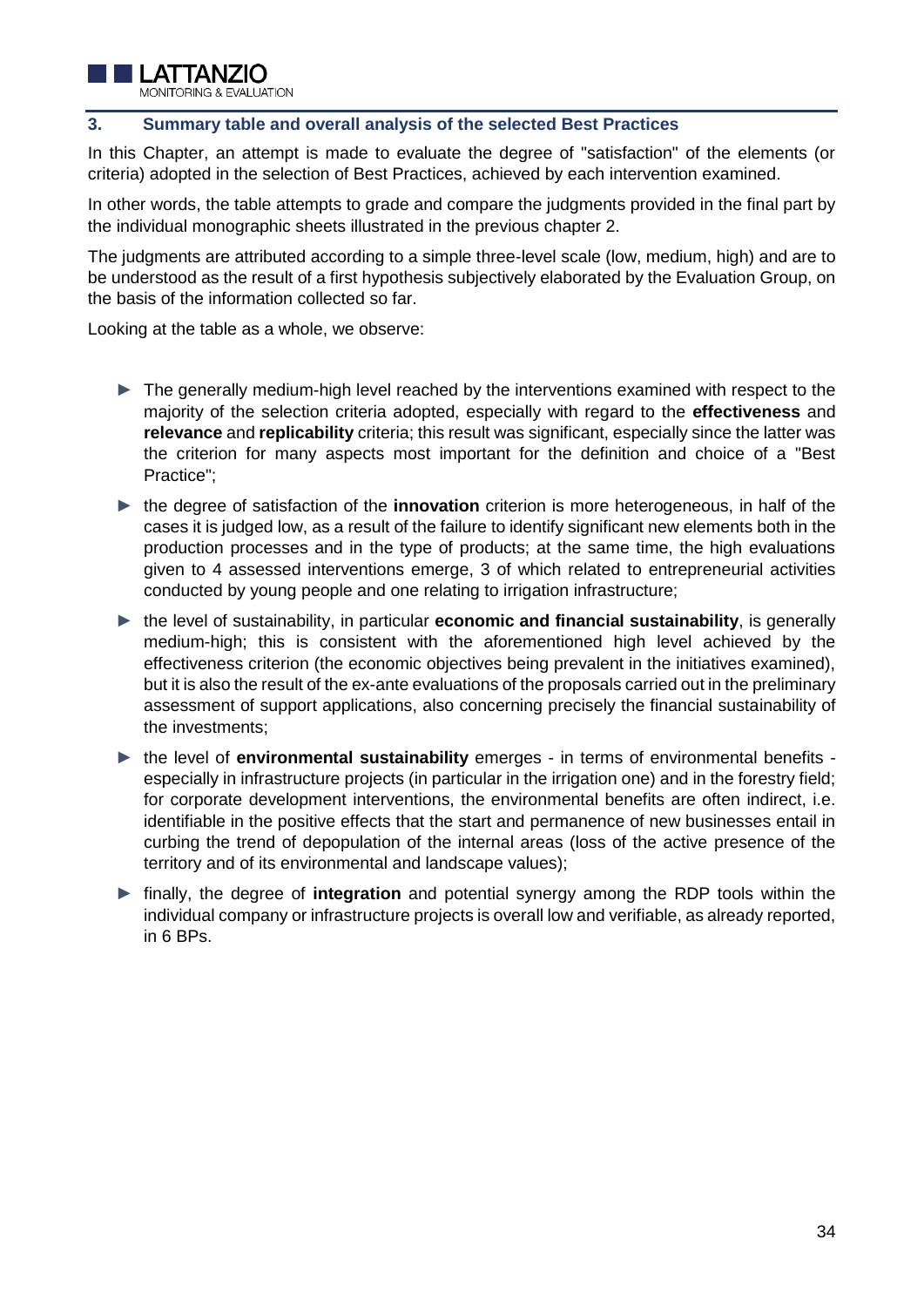## 3. Summary table and overall analysis of the selected Best Practices

In this Chapter, an attempt is made to evaluate the degree of "satisfaction" of the elements (or criteria) adopted in the selection of Best Practices, achieved by each intervention examined.

In other words, the table attempts to grade and compare the judgments provided in the final part by the individual monographic sheets illustrated in the previous chapter 2.

The judgments are attributed according to a simple three-level scale (low, medium, high) and are to be understood as the result of a first hypothesis subjectively elaborated by the Evaluation Group, on the basis of the information collected so far.

Looking at the table as a whole, we observe:

- The generally medium-high level reached by the interventions examined with respect to the majority of the selection criteria adopted, especially with regard to the **effectiveness** and **relevance** and **replicability** criteria; this result was significant, especially since the latter was the criterion for many aspects most important for the definition and choice of a "Best Practice";
- the degree of satisfaction of the **innovation** criterion is more heterogeneous, in half of the cases it is judged low, as a result of the failure to identify significant new elements both in the production processes and in the type of products; at the same time, the high evaluations given to 4 assessed interventions emerge, 3 of which related to entrepreneurial activities conducted by young people and one relating to irrigation infrastructure;
- the level of sustainability, in particular **economic and financial sustainability**, is generally medium-high; this is consistent with the aforementioned high level achieved by the effectiveness criterion (the economic objectives being prevalent in the initiatives examined), but it is also the result of the ex-ante evaluations of the proposals carried out in the preliminary assessment of support applications, also concerning precisely the financial sustainability of the investments;
- the level of **environmental sustainability** emerges - in terms of environmental benefits - especially in infrastructure projects (in particular in the irrigation one) and in the forestry field; for corporate development interventions, the environmental benefits are often indirect, i.e. identifiable in the positive effects that the start and permanence of new businesses entail in curbing the trend of depopulation of the internal areas (loss of the active presence of the territory and of its environmental and landscape values);
- finally, the degree of **integration** and potential synergy among the RDP tools within the individual company or infrastructure projects is overall low and verifiable, as already reported, in 6 BPs.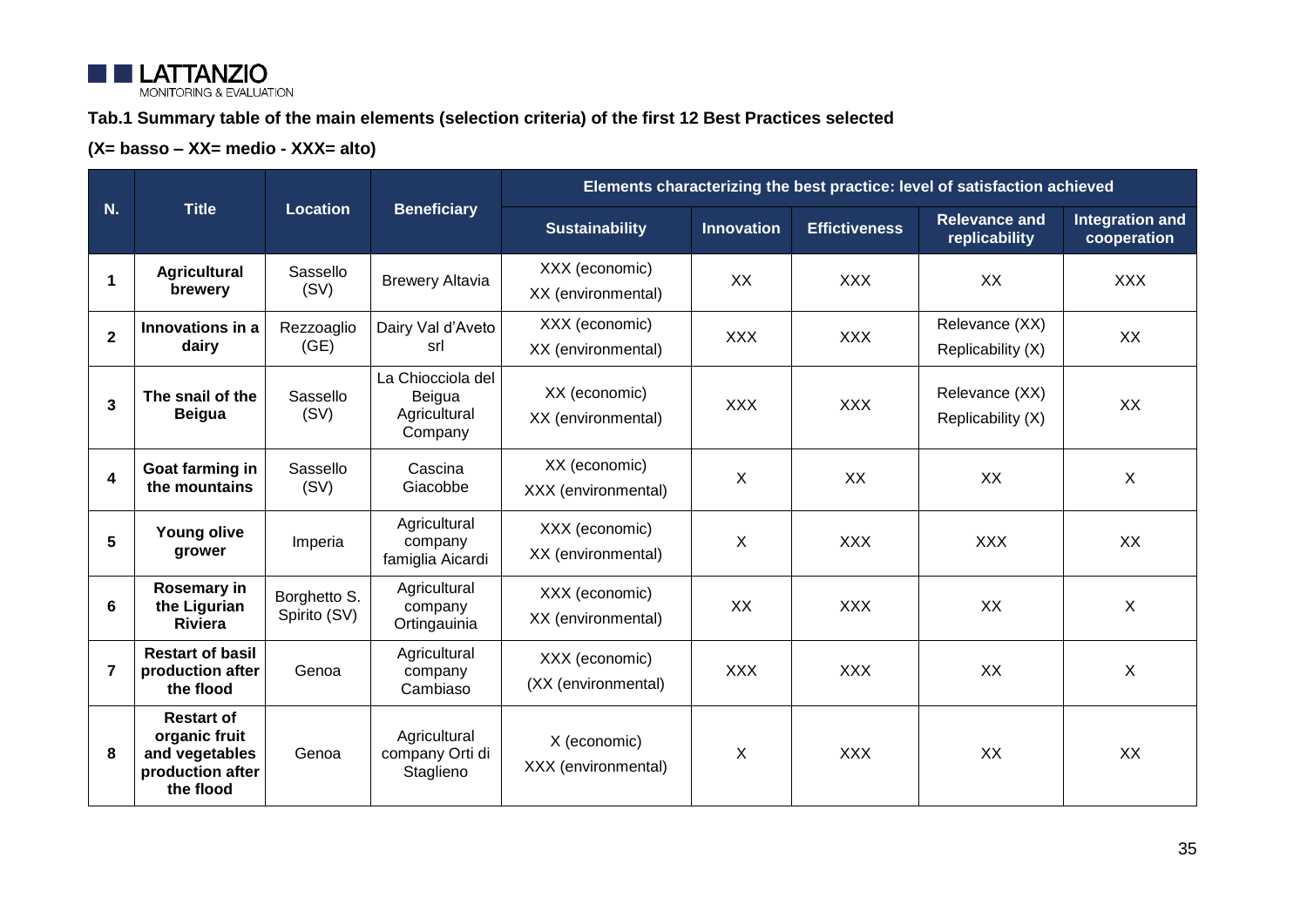**Tab.1 Summary table of the main elements (selection criteria) of the first 12 Best Practices selected**

**(X= basso – XX= medio - XXX= alto)**

| N. | Title | Location | Beneficiary | Elements characterizing the best practice: level of satisfaction achieved | | | | |
|---|---|---|---|---|---|---|---|---|
| | | | | Sustainability | Innovation | Effictiveness | Relevance and replicability | Integration and cooperation |
| 1 | **Agricultural brewery** | Sassello (SV) | Brewery Altavia | XXX (economic) XX (environmental) | XX | XXX | XX | XXX |
| 2 | **Innovations in a dairy** | Rezzoaglio (GE) | Dairy Val d'Aveto srl | XXX (economic) XX (environmental) | XXX | XXX | Relevance (XX) Replicability (X) | XX |
| 3 | **The snail of the Beigua** | Sassello (SV) | La Chiocciola del Beigua Agricultural Company | XX (economic) XX (environmental) | XXX | XXX | Relevance (XX) Replicability (X) | XX |
| 4 | **Goat farming in the mountains** | Sassello (SV) | Cascina Giacobbe | XX (economic) XXX (environmental) | X | XX | XX | X |
| 5 | **Young olive grower** | Imperia | Agricultural company famiglia Aicardi | XXX (economic) XX (environmental) | X | XXX | XXX | XX |
| 6 | **Rosemary in the Ligurian Riviera** | Borghetto S. Spirito (SV) | Agricultural company Ortingauinia | XXX (economic) XX (environmental) | XX | XXX | XX | X |
| 7 | **Restart of basil production after the flood** | Genoa | Agricultural company Cambiaso | XXX (economic) (XX (environmental) | XXX | XXX | XX | X |
| 8 | **Restart of organic fruit and vegetables production after the flood** | Genoa | Agricultural company Orti di Staglieno | X (economic) XXX (environmental) | X | XXX | XX | XX |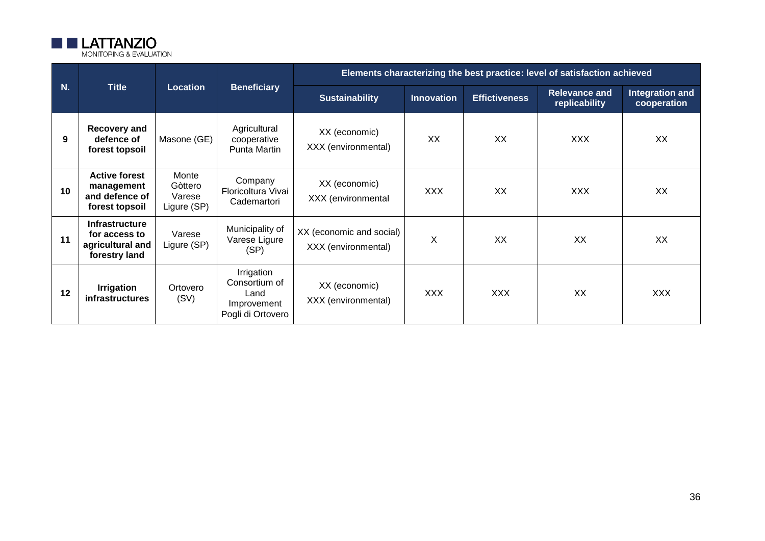| N. | Title | Location | Beneficiary | Elements characterizing the best practice: level of satisfaction achieved | | | | |
|---|---|---|---|---|---|---|---|---|
| | | | | Sustainability | Innovation | Effictiveness | Relevance and replicability | Integration and cooperation |
| 9 | **Recovery and defence of forest topsoil** | Masone (GE) | Agricultural cooperative Punta Martin | XX (economic)<br>XXX (environmental) | XX | XX | XXX | XX |
| 10 | **Active forest management and defence of forest topsoil** | Monte Gòttero Varese Ligure (SP) | Company Floricoltura Vivai Cademartori | XX (economic)<br>XXX (environmental | XXX | XX | XXX | XX |
| 11 | **Infrastructure for access to agricultural and forestry land** | Varese Ligure (SP) | Municipality of Varese Ligure (SP) | XX (economic and social)<br>XXX (environmental) | X | XX | XX | XX |
| 12 | **Irrigation infrastructures** | Ortovero (SV) | Irrigation Consortium of Land Improvement Pogli di Ortovero | XX (economic)<br>XXX (environmental) | XXX | XXX | XX | XXX |